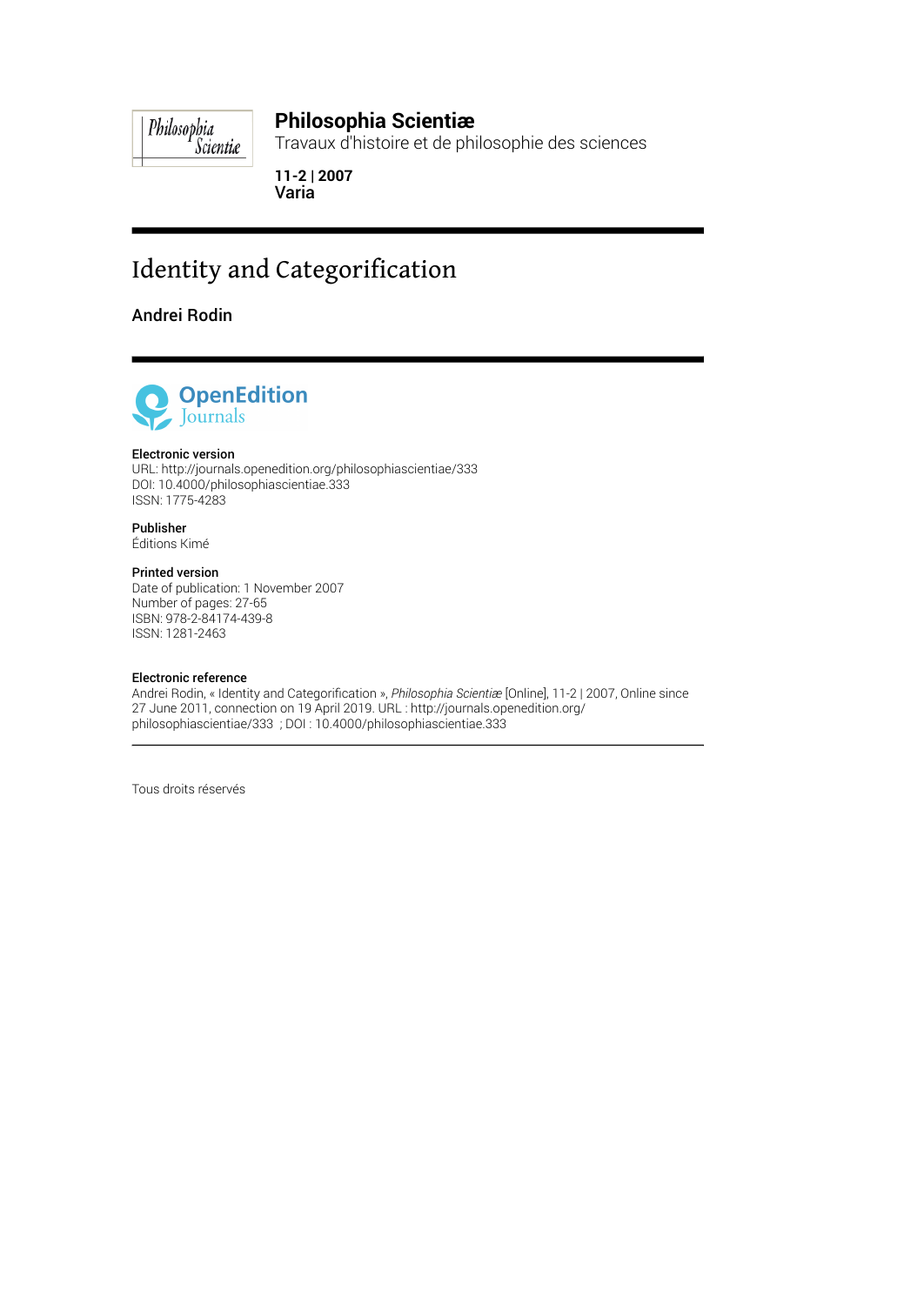**Philosophia Scientiæ**

Travaux d'histoire et de philosophie des sciences

**11-2 | 2007**
**Varia**

# Identity and Categorification

## Andrei Rodin

**Electronic version**
URL: http://journals.openedition.org/philosophiascientiae/333
DOI: 10.4000/philosophiascientiae.333
ISSN: 1775-4283

**Publisher**
Éditions Kimé

**Printed version**
Date of publication: 1 November 2007
Number of pages: 27-65
ISBN: 978-2-84174-439-8
ISSN: 1281-2463

**Electronic reference**
Andrei Rodin, « Identity and Categorification », *Philosophia Scientiæ* [Online], 11-2 | 2007, Online since 27 June 2011, connection on 19 April 2019. URL : http://journals.openedition.org/philosophiascientiae/333 ; DOI : 10.4000/philosophiascientiae.333

---

Tous droits réservés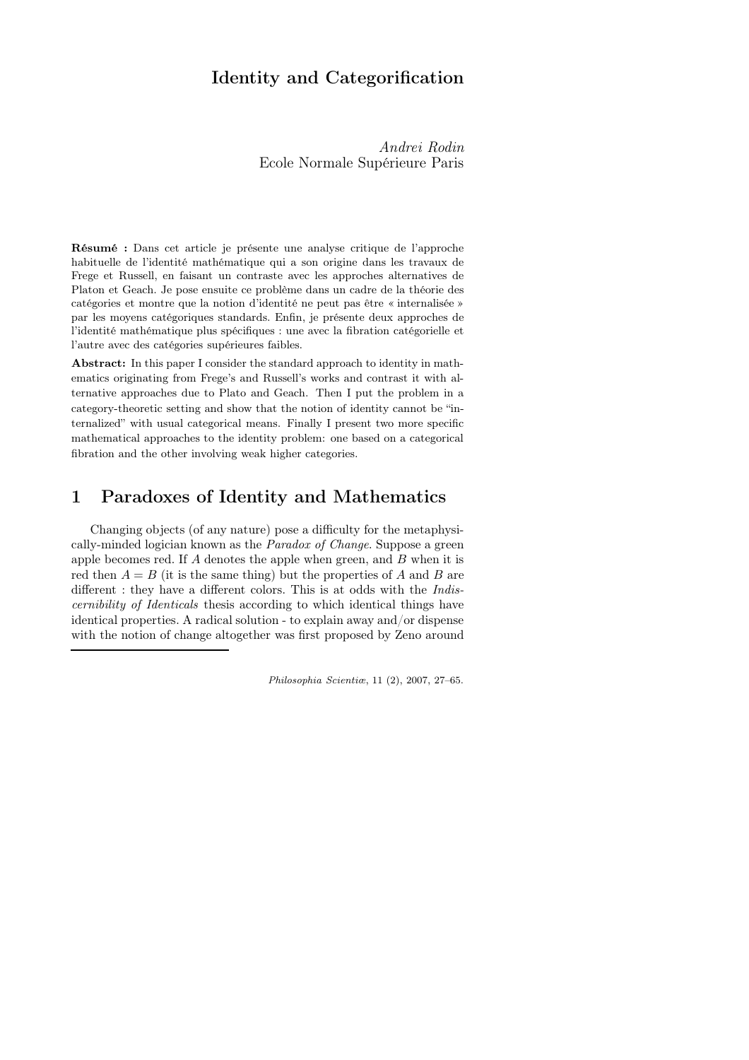# Identity and Categorification

*Andrei Rodin*
Ecole Normale Supérieure Paris

**Résumé :** Dans cet article je présente une analyse critique de l'approche habituelle de l'identité mathématique qui a son origine dans les travaux de Frege et Russell, en faisant un contraste avec les approches alternatives de Platon et Geach. Je pose ensuite ce problème dans un cadre de la théorie des catégories et montre que la notion d'identité ne peut pas être « internalisée » par les moyens catégoriques standards. Enfin, je présente deux approches de l'identité mathématique plus spécifiques : une avec la fibration catégorielle et l'autre avec des catégories supérieures faibles.

**Abstract:** In this paper I consider the standard approach to identity in mathematics originating from Frege's and Russell's works and contrast it with alternative approaches due to Plato and Geach. Then I put the problem in a category-theoretic setting and show that the notion of identity cannot be "internalized" with usual categorical means. Finally I present two more specific mathematical approaches to the identity problem: one based on a categorical fibration and the other involving weak higher categories.

## 1 Paradoxes of Identity and Mathematics

Changing objects (of any nature) pose a difficulty for the metaphysically-minded logician known as the *Paradox of Change*. Suppose a green apple becomes red. If $A$ denotes the apple when green, and $B$ when it is red then $A = B$ (it is the same thing) but the properties of $A$ and $B$ are different : they have a different colors. This is at odds with the *Indiscernibility of Identicals* thesis according to which identical things have identical properties. A radical solution - to explain away and/or dispense with the notion of change altogether was first proposed by Zeno around

*Philosophia Scientiæ*, 11 (2), 2007, 27–65.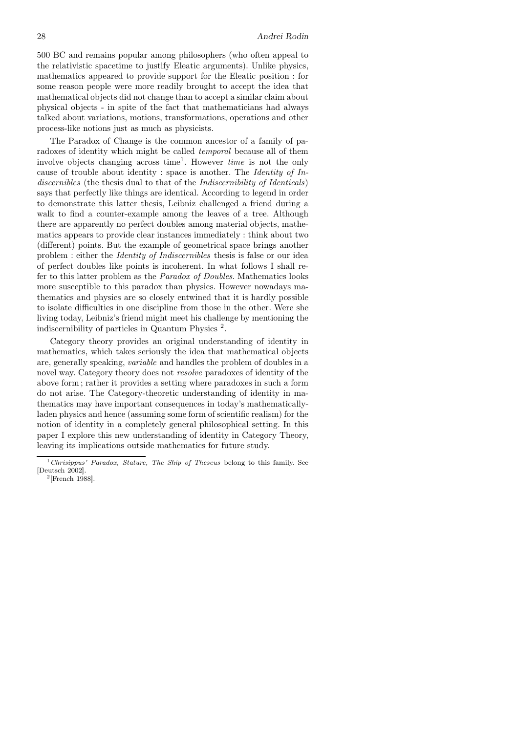500 BC and remains popular among philosophers (who often appeal to the relativistic spacetime to justify Eleatic arguments). Unlike physics, mathematics appeared to provide support for the Eleatic position : for some reason people were more readily brought to accept the idea that mathematical objects did not change than to accept a similar claim about physical objects - in spite of the fact that mathematicians had always talked about variations, motions, transformations, operations and other process-like notions just as much as physicists.

The Paradox of Change is the common ancestor of a family of paradoxes of identity which might be called *temporal* because all of them involve objects changing across time[1]. However *time* is not the only cause of trouble about identity : space is another. The *Identity of Indiscernibles* (the thesis dual to that of the *Indiscernibility of Identicals*) says that perfectly like things are identical. According to legend in order to demonstrate this latter thesis, Leibniz challenged a friend during a walk to find a counter-example among the leaves of a tree. Although there are apparently no perfect doubles among material objects, mathematics appears to provide clear instances immediately : think about two (different) points. But the example of geometrical space brings another problem : either the *Identity of Indiscernibles* thesis is false or our idea of perfect doubles like points is incoherent. In what follows I shall refer to this latter problem as the *Paradox of Doubles*. Mathematics looks more susceptible to this paradox than physics. However nowadays mathematics and physics are so closely entwined that it is hardly possible to isolate difficulties in one discipline from those in the other. Were she living today, Leibniz's friend might meet his challenge by mentioning the indiscernibility of particles in Quantum Physics [2].

Category theory provides an original understanding of identity in mathematics, which takes seriously the idea that mathematical objects are, generally speaking, *variable* and handles the problem of doubles in a novel way. Category theory does not *resolve* paradoxes of identity of the above form ; rather it provides a setting where paradoxes in such a form do not arise. The Category-theoretic understanding of identity in mathematics may have important consequences in today's mathematically-laden physics and hence (assuming some form of scientific realism) for the notion of identity in a completely general philosophical setting. In this paper I explore this new understanding of identity in Category Theory, leaving its implications outside mathematics for future study.

[1] *Chrisippus' Paradox, Stature, The Ship of Theseus* belong to this family. See [Deutsch 2002].

[2] [French 1988].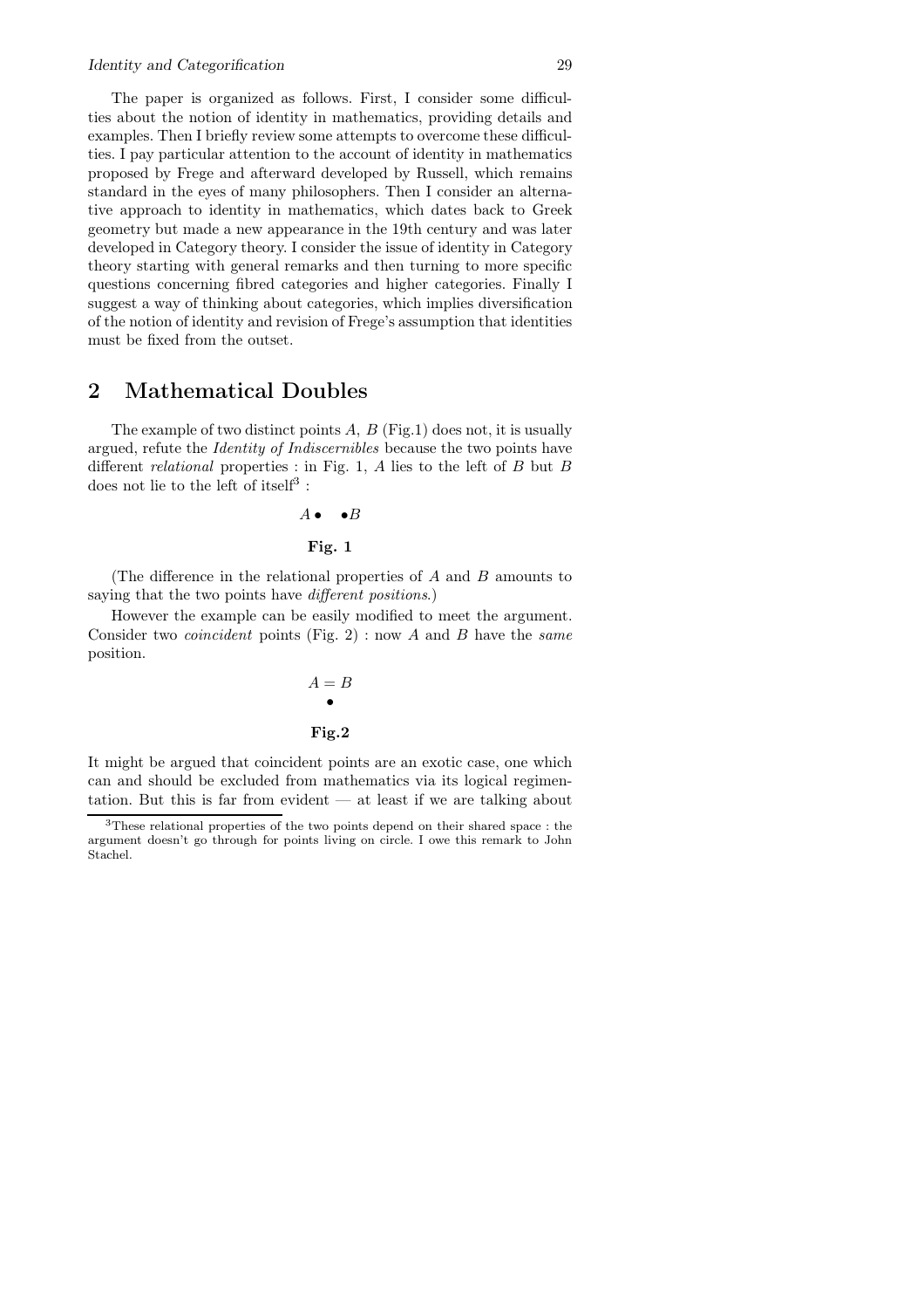The paper is organized as follows. First, I consider some difficulties about the notion of identity in mathematics, providing details and examples. Then I briefly review some attempts to overcome these difficulties. I pay particular attention to the account of identity in mathematics proposed by Frege and afterward developed by Russell, which remains standard in the eyes of many philosophers. Then I consider an alternative approach to identity in mathematics, which dates back to Greek geometry but made a new appearance in the 19th century and was later developed in Category theory. I consider the issue of identity in Category theory starting with general remarks and then turning to more specific questions concerning fibred categories and higher categories. Finally I suggest a way of thinking about categories, which implies diversification of the notion of identity and revision of Frege's assumption that identities must be fixed from the outset.

## 2 Mathematical Doubles

The example of two distinct points $A$, $B$ (Fig.1) does not, it is usually argued, refute the *Identity of Indiscernibles* because the two points have different *relational* properties : in Fig. 1, $A$ lies to the left of $B$ but $B$ does not lie to the left of itself[3] :

$$A \bullet \quad \bullet B$$

**Fig. 1**

(The difference in the relational properties of $A$ and $B$ amounts to saying that the two points have *different positions*.)

However the example can be easily modified to meet the argument. Consider two *coincident* points (Fig. 2) : now $A$ and $B$ have the *same* position.

$$\overset{A = B}{\bullet}$$

**Fig.2**

It might be argued that coincident points are an exotic case, one which can and should be excluded from mathematics via its logical regimentation. But this is far from evident — at least if we are talking about

[3] These relational properties of the two points depend on their shared space : the argument doesn't go through for points living on circle. I owe this remark to John Stachel.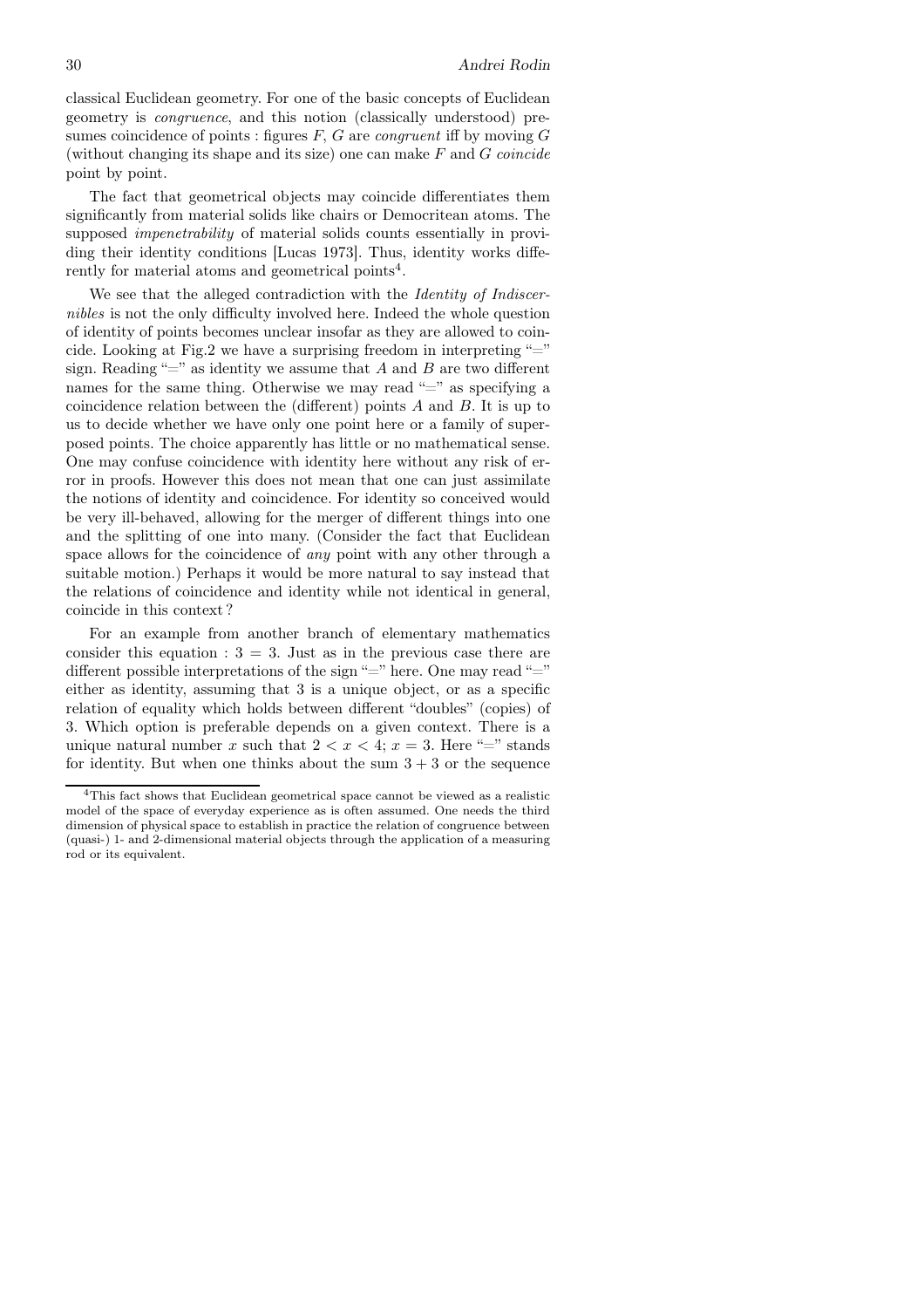classical Euclidean geometry. For one of the basic concepts of Euclidean geometry is *congruence*, and this notion (classically understood) presumes coincidence of points : figures $F$, $G$ are *congruent* iff by moving $G$ (without changing its shape and its size) one can make $F$ and $G$ *coincide* point by point.

The fact that geometrical objects may coincide differentiates them significantly from material solids like chairs or Democritean atoms. The supposed *impenetrability* of material solids counts essentially in providing their identity conditions [Lucas 1973]. Thus, identity works differently for material atoms and geometrical points[4].

We see that the alleged contradiction with the *Identity of Indiscernibles* is not the only difficulty involved here. Indeed the whole question of identity of points becomes unclear insofar as they are allowed to coincide. Looking at Fig.2 we have a surprising freedom in interpreting "=" sign. Reading "=" as identity we assume that $A$ and $B$ are two different names for the same thing. Otherwise we may read "=" as specifying a coincidence relation between the (different) points $A$ and $B$. It is up to us to decide whether we have only one point here or a family of superposed points. The choice apparently has little or no mathematical sense. One may confuse coincidence with identity here without any risk of error in proofs. However this does not mean that one can just assimilate the notions of identity and coincidence. For identity so conceived would be very ill-behaved, allowing for the merger of different things into one and the splitting of one into many. (Consider the fact that Euclidean space allows for the coincidence of *any* point with any other through a suitable motion.) Perhaps it would be more natural to say instead that the relations of coincidence and identity while not identical in general, coincide in this context ?

For an example from another branch of elementary mathematics consider this equation : $3 = 3$. Just as in the previous case there are different possible interpretations of the sign "=" here. One may read "=" either as identity, assuming that 3 is a unique object, or as a specific relation of equality which holds between different "doubles" (copies) of 3. Which option is preferable depends on a given context. There is a unique natural number $x$ such that $2 < x < 4$; $x = 3$. Here "=" stands for identity. But when one thinks about the sum $3 + 3$ or the sequence

---

[4] This fact shows that Euclidean geometrical space cannot be viewed as a realistic model of the space of everyday experience as is often assumed. One needs the third dimension of physical space to establish in practice the relation of congruence between (quasi-) 1- and 2-dimensional material objects through the application of a measuring rod or its equivalent.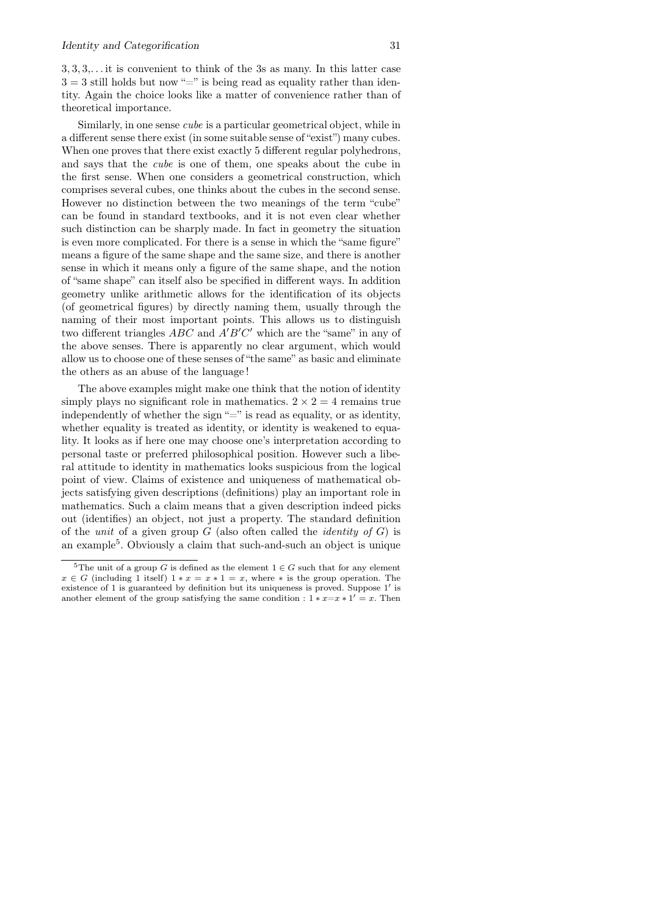$3, 3, 3, \ldots$ it is convenient to think of the 3s as many. In this latter case $3 = 3$ still holds but now "=" is being read as equality rather than identity. Again the choice looks like a matter of convenience rather than of theoretical importance.

Similarly, in one sense *cube* is a particular geometrical object, while in a different sense there exist (in some suitable sense of "exist") many cubes. When one proves that there exist exactly 5 different regular polyhedrons, and says that the *cube* is one of them, one speaks about the cube in the first sense. When one considers a geometrical construction, which comprises several cubes, one thinks about the cubes in the second sense. However no distinction between the two meanings of the term "cube" can be found in standard textbooks, and it is not even clear whether such distinction can be sharply made. In fact in geometry the situation is even more complicated. For there is a sense in which the "same figure" means a figure of the same shape and the same size, and there is another sense in which it means only a figure of the same shape, and the notion of "same shape" can itself also be specified in different ways. In addition geometry unlike arithmetic allows for the identification of its objects (of geometrical figures) by directly naming them, usually through the naming of their most important points. This allows us to distinguish two different triangles $ABC$ and $A'B'C'$ which are the "same" in any of the above senses. There is apparently no clear argument, which would allow us to choose one of these senses of "the same" as basic and eliminate the others as an abuse of the language!

The above examples might make one think that the notion of identity simply plays no significant role in mathematics. $2 \times 2 = 4$ remains true independently of whether the sign "=" is read as equality, or as identity, whether equality is treated as identity, or identity is weakened to equality. It looks as if here one may choose one's interpretation according to personal taste or preferred philosophical position. However such a liberal attitude to identity in mathematics looks suspicious from the logical point of view. Claims of existence and uniqueness of mathematical objects satisfying given descriptions (definitions) play an important role in mathematics. Such a claim means that a given description indeed picks out (identifies) an object, not just a property. The standard definition of the *unit* of a given group $G$ (also often called the *identity of* $G$) is an example[5]. Obviously a claim that such-and-such an object is unique

---

[5] The unit of a group $G$ is defined as the element $1 \in G$ such that for any element $x \in G$ (including 1 itself) $1 * x = x * 1 = x$, where $*$ is the group operation. The existence of 1 is guaranteed by definition but its uniqueness is proved. Suppose $1'$ is another element of the group satisfying the same condition : $1 * x = x * 1' = x$. Then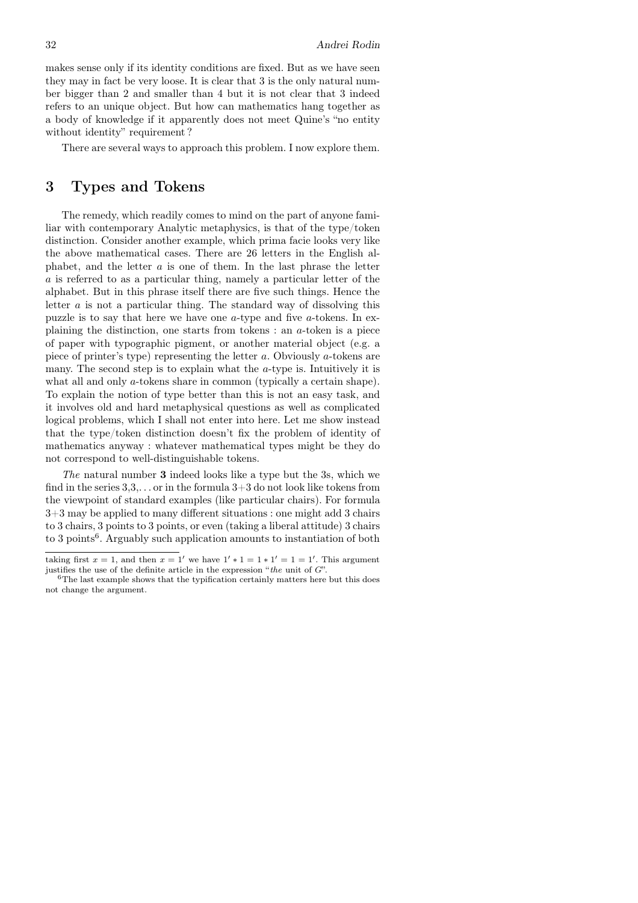makes sense only if its identity conditions are fixed. But as we have seen they may in fact be very loose. It is clear that 3 is the only natural number bigger than 2 and smaller than 4 but it is not clear that 3 indeed refers to an unique object. But how can mathematics hang together as a body of knowledge if it apparently does not meet Quine's "no entity without identity" requirement ?

There are several ways to approach this problem. I now explore them.

## 3 Types and Tokens

The remedy, which readily comes to mind on the part of anyone familiar with contemporary Analytic metaphysics, is that of the type/token distinction. Consider another example, which prima facie looks very like the above mathematical cases. There are 26 letters in the English alphabet, and the letter $a$ is one of them. In the last phrase the letter $a$ is referred to as a particular thing, namely a particular letter of the alphabet. But in this phrase itself there are five such things. Hence the letter $a$ is not a particular thing. The standard way of dissolving this puzzle is to say that here we have one $a$-type and five $a$-tokens. In explaining the distinction, one starts from tokens : an $a$-token is a piece of paper with typographic pigment, or another material object (e.g. a piece of printer's type) representing the letter $a$. Obviously $a$-tokens are many. The second step is to explain what the $a$-type is. Intuitively it is what all and only $a$-tokens share in common (typically a certain shape). To explain the notion of type better than this is not an easy task, and it involves old and hard metaphysical questions as well as complicated logical problems, which I shall not enter into here. Let me show instead that the type/token distinction doesn't fix the problem of identity of mathematics anyway : whatever mathematical types might be they do not correspond to well-distinguishable tokens.

*The* natural number **3** indeed looks like a type but the 3s, which we find in the series 3,3,... or in the formula 3+3 do not look like tokens from the viewpoint of standard examples (like particular chairs). For formula 3+3 may be applied to many different situations : one might add 3 chairs to 3 chairs, 3 points to 3 points, or even (taking a liberal attitude) 3 chairs to 3 points[6]. Arguably such application amounts to instantiation of both

---

taking first $x = 1$, and then $x = 1'$ we have $1' * 1 = 1 * 1' = 1 = 1'$. This argument justifies the use of the definite article in the expression "*the* unit of $G$".

[6] The last example shows that the typification certainly matters here but this does not change the argument.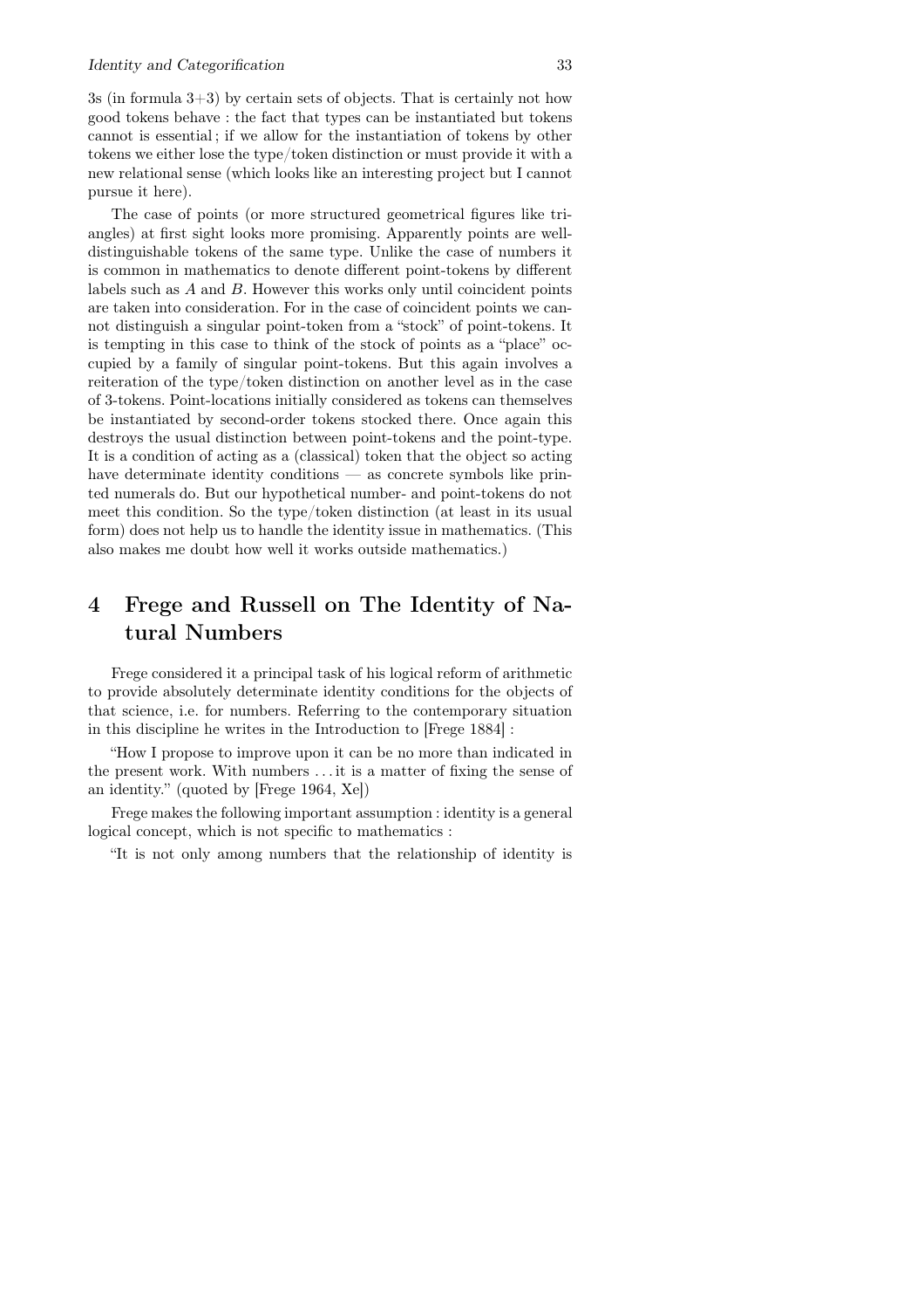3s (in formula 3+3) by certain sets of objects. That is certainly not how good tokens behave : the fact that types can be instantiated but tokens cannot is essential ; if we allow for the instantiation of tokens by other tokens we either lose the type/token distinction or must provide it with a new relational sense (which looks like an interesting project but I cannot pursue it here).

The case of points (or more structured geometrical figures like triangles) at first sight looks more promising. Apparently points are well-distinguishable tokens of the same type. Unlike the case of numbers it is common in mathematics to denote different point-tokens by different labels such as $A$ and $B$. However this works only until coincident points are taken into consideration. For in the case of coincident points we cannot distinguish a singular point-token from a "stock" of point-tokens. It is tempting in this case to think of the stock of points as a "place" occupied by a family of singular point-tokens. But this again involves a reiteration of the type/token distinction on another level as in the case of 3-tokens. Point-locations initially considered as tokens can themselves be instantiated by second-order tokens stocked there. Once again this destroys the usual distinction between point-tokens and the point-type. It is a condition of acting as a (classical) token that the object so acting have determinate identity conditions — as concrete symbols like printed numerals do. But our hypothetical number- and point-tokens do not meet this condition. So the type/token distinction (at least in its usual form) does not help us to handle the identity issue in mathematics. (This also makes me doubt how well it works outside mathematics.)

# 4 Frege and Russell on The Identity of Natural Numbers

Frege considered it a principal task of his logical reform of arithmetic to provide absolutely determinate identity conditions for the objects of that science, i.e. for numbers. Referring to the contemporary situation in this discipline he writes in the Introduction to [Frege 1884] :

"How I propose to improve upon it can be no more than indicated in the present work. With numbers ... it is a matter of fixing the sense of an identity." (quoted by [Frege 1964, Xe])

Frege makes the following important assumption : identity is a general logical concept, which is not specific to mathematics :

"It is not only among numbers that the relationship of identity is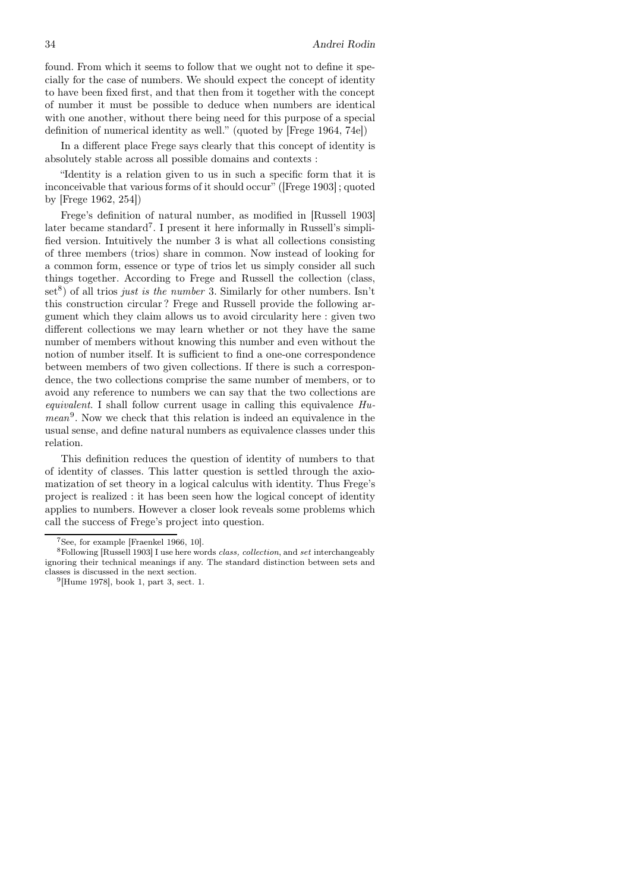found. From which it seems to follow that we ought not to define it specially for the case of numbers. We should expect the concept of identity to have been fixed first, and that then from it together with the concept of number it must be possible to deduce when numbers are identical with one another, without there being need for this purpose of a special definition of numerical identity as well." (quoted by [Frege 1964, 74e])

In a different place Frege says clearly that this concept of identity is absolutely stable across all possible domains and contexts :

"Identity is a relation given to us in such a specific form that it is inconceivable that various forms of it should occur" ([Frege 1903] ; quoted by [Frege 1962, 254])

Frege's definition of natural number, as modified in [Russell 1903] later became standard[7]. I present it here informally in Russell's simplified version. Intuitively the number 3 is what all collections consisting of three members (trios) share in common. Now instead of looking for a common form, essence or type of trios let us simply consider all such things together. According to Frege and Russell the collection (class, set[8]) of all trios *just is the number* 3. Similarly for other numbers. Isn't this construction circular ? Frege and Russell provide the following argument which they claim allows us to avoid circularity here : given two different collections we may learn whether or not they have the same number of members without knowing this number and even without the notion of number itself. It is sufficient to find a one-one correspondence between members of two given collections. If there is such a correspondence, the two collections comprise the same number of members, or to avoid any reference to numbers we can say that the two collections are *equivalent*. I shall follow current usage in calling this equivalence *Humean*[9]. Now we check that this relation is indeed an equivalence in the usual sense, and define natural numbers as equivalence classes under this relation.

This definition reduces the question of identity of numbers to that of identity of classes. This latter question is settled through the axiomatization of set theory in a logical calculus with identity. Thus Frege's project is realized : it has been seen how the logical concept of identity applies to numbers. However a closer look reveals some problems which call the success of Frege's project into question.

---

[7] See, for example [Fraenkel 1966, 10].

[8] Following [Russell 1903] I use here words *class, collection*, and *set* interchangeably ignoring their technical meanings if any. The standard distinction between sets and classes is discussed in the next section.

[9] [Hume 1978], book 1, part 3, sect. 1.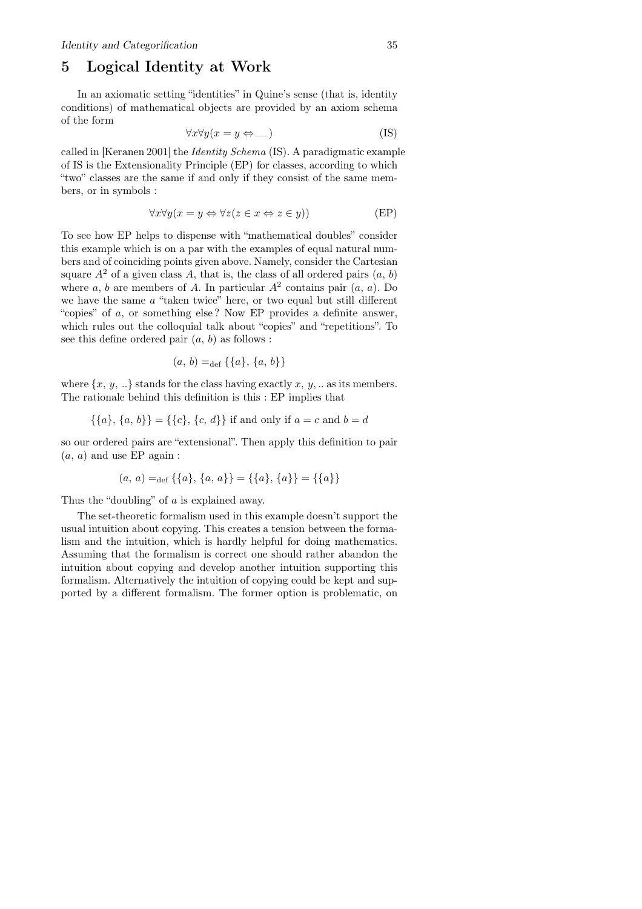## 5 Logical Identity at Work

In an axiomatic setting "identities" in Quine's sense (that is, identity conditions) of mathematical objects are provided by an axiom schema of the form

$$\forall x \forall y (x = y \Leftrightarrow \_\_) \tag{IS}$$

called in [Keranen 2001] the *Identity Schema* (IS). A paradigmatic example of IS is the Extensionality Principle (EP) for classes, according to which "two" classes are the same if and only if they consist of the same members, or in symbols :

$$\forall x \forall y (x = y \Leftrightarrow \forall z (z \in x \Leftrightarrow z \in y)) \tag{EP}$$

To see how EP helps to dispense with "mathematical doubles" consider this example which is on a par with the examples of equal natural numbers and of coinciding points given above. Namely, consider the Cartesian square $A^2$ of a given class $A$, that is, the class of all ordered pairs $(a, b)$ where $a$, $b$ are members of $A$. In particular $A^2$ contains pair $(a, a)$. Do we have the same $a$ "taken twice" here, or two equal but still different "copies" of $a$, or something else ? Now EP provides a definite answer, which rules out the colloquial talk about "copies" and "repetitions". To see this define ordered pair $(a, b)$ as follows :

$$(a, b) =_{\text{def}} \{\{a\}, \{a, b\}\}$$

where $\{x, y, ..\}$ stands for the class having exactly $x$, $y$, .. as its members. The rationale behind this definition is this : EP implies that

$$\{\{a\}, \{a, b\}\} = \{\{c\}, \{c, d\}\} \text{ if and only if } a = c \text{ and } b = d$$

so our ordered pairs are "extensional". Then apply this definition to pair $(a, a)$ and use EP again :

$$(a, a) =_{\text{def}} \{\{a\}, \{a, a\}\} = \{\{a\}, \{a\}\} = \{\{a\}\}$$

Thus the "doubling" of $a$ is explained away.

The set-theoretic formalism used in this example doesn't support the usual intuition about copying. This creates a tension between the formalism and the intuition, which is hardly helpful for doing mathematics. Assuming that the formalism is correct one should rather abandon the intuition about copying and develop another intuition supporting this formalism. Alternatively the intuition of copying could be kept and supported by a different formalism. The former option is problematic, on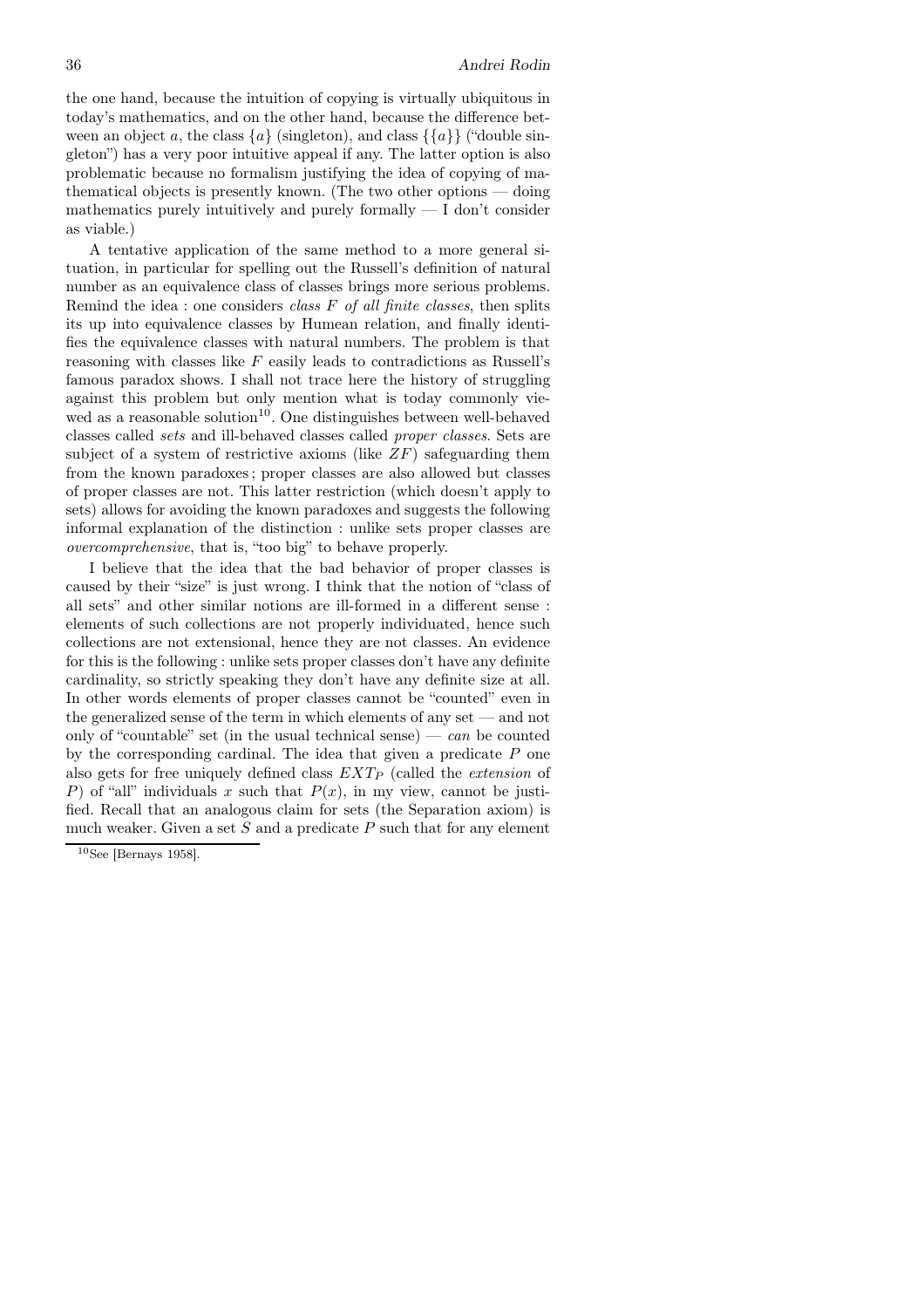the one hand, because the intuition of copying is virtually ubiquitous in today's mathematics, and on the other hand, because the difference between an object $a$, the class $\{a\}$ (singleton), and class $\{\{a\}\}$ ("double singleton") has a very poor intuitive appeal if any. The latter option is also problematic because no formalism justifying the idea of copying of mathematical objects is presently known. (The two other options — doing mathematics purely intuitively and purely formally — I don't consider as viable.)

A tentative application of the same method to a more general situation, in particular for spelling out the Russell's definition of natural number as an equivalence class of classes brings more serious problems. Remind the idea : one considers *class $F$ of all finite classes*, then splits its up into equivalence classes by Humean relation, and finally identifies the equivalence classes with natural numbers. The problem is that reasoning with classes like $F$ easily leads to contradictions as Russell's famous paradox shows. I shall not trace here the history of struggling against this problem but only mention what is today commonly viewed as a reasonable solution[10]. One distinguishes between well-behaved classes called *sets* and ill-behaved classes called *proper classes*. Sets are subject of a system of restrictive axioms (like $ZF$) safeguarding them from the known paradoxes ; proper classes are also allowed but classes of proper classes are not. This latter restriction (which doesn't apply to sets) allows for avoiding the known paradoxes and suggests the following informal explanation of the distinction : unlike sets proper classes are *overcomprehensive*, that is, "too big" to behave properly.

I believe that the idea that the bad behavior of proper classes is caused by their "size" is just wrong. I think that the notion of "class of all sets" and other similar notions are ill-formed in a different sense : elements of such collections are not properly individuated, hence such collections are not extensional, hence they are not classes. An evidence for this is the following : unlike sets proper classes don't have any definite cardinality, so strictly speaking they don't have any definite size at all. In other words elements of proper classes cannot be "counted" even in the generalized sense of the term in which elements of any set — and not only of "countable" set (in the usual technical sense) — *can* be counted by the corresponding cardinal. The idea that given a predicate $P$ one also gets for free uniquely defined class $EXT_P$ (called the *extension* of $P$) of "all" individuals $x$ such that $P(x)$, in my view, cannot be justified. Recall that an analogous claim for sets (the Separation axiom) is much weaker. Given a set $S$ and a predicate $P$ such that for any element

[10] See [Bernays 1958].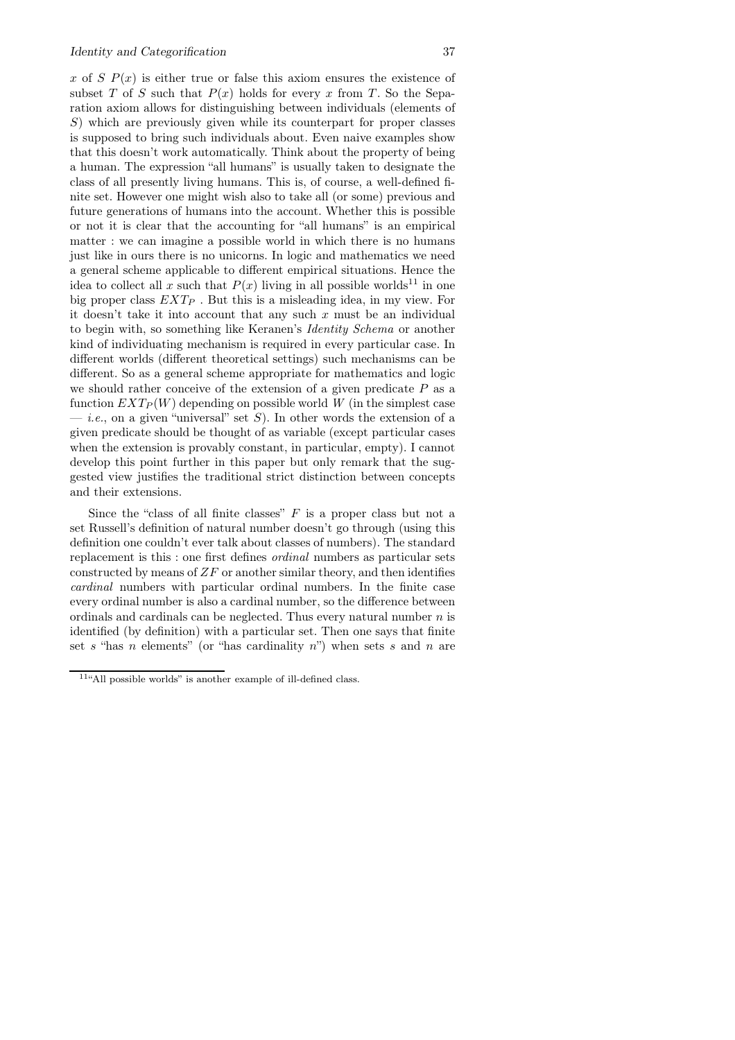$x$ of $S$ $P(x)$ is either true or false this axiom ensures the existence of subset $T$ of $S$ such that $P(x)$ holds for every $x$ from $T$. So the Separation axiom allows for distinguishing between individuals (elements of $S$) which are previously given while its counterpart for proper classes is supposed to bring such individuals about. Even naive examples show that this doesn't work automatically. Think about the property of being a human. The expression "all humans" is usually taken to designate the class of all presently living humans. This is, of course, a well-defined finite set. However one might wish also to take all (or some) previous and future generations of humans into the account. Whether this is possible or not it is clear that the accounting for "all humans" is an empirical matter : we can imagine a possible world in which there is no humans just like in ours there is no unicorns. In logic and mathematics we need a general scheme applicable to different empirical situations. Hence the idea to collect all $x$ such that $P(x)$ living in all possible worlds[11] in one big proper class $EXT_P$ . But this is a misleading idea, in my view. For it doesn't take it into account that any such $x$ must be an individual to begin with, so something like Keranen's *Identity Schema* or another kind of individuating mechanism is required in every particular case. In different worlds (different theoretical settings) such mechanisms can be different. So as a general scheme appropriate for mathematics and logic we should rather conceive of the extension of a given predicate $P$ as a function $EXT_P(W)$ depending on possible world $W$ (in the simplest case — *i.e.*, on a given "universal" set $S$). In other words the extension of a given predicate should be thought of as variable (except particular cases when the extension is provably constant, in particular, empty). I cannot develop this point further in this paper but only remark that the suggested view justifies the traditional strict distinction between concepts and their extensions.

Since the "class of all finite classes" $F$ is a proper class but not a set Russell's definition of natural number doesn't go through (using this definition one couldn't ever talk about classes of numbers). The standard replacement is this : one first defines *ordinal* numbers as particular sets constructed by means of $ZF$ or another similar theory, and then identifies *cardinal* numbers with particular ordinal numbers. In the finite case every ordinal number is also a cardinal number, so the difference between ordinals and cardinals can be neglected. Thus every natural number $n$ is identified (by definition) with a particular set. Then one says that finite set $s$ "has $n$ elements" (or "has cardinality $n$") when sets $s$ and $n$ are

[11] "All possible worlds" is another example of ill-defined class.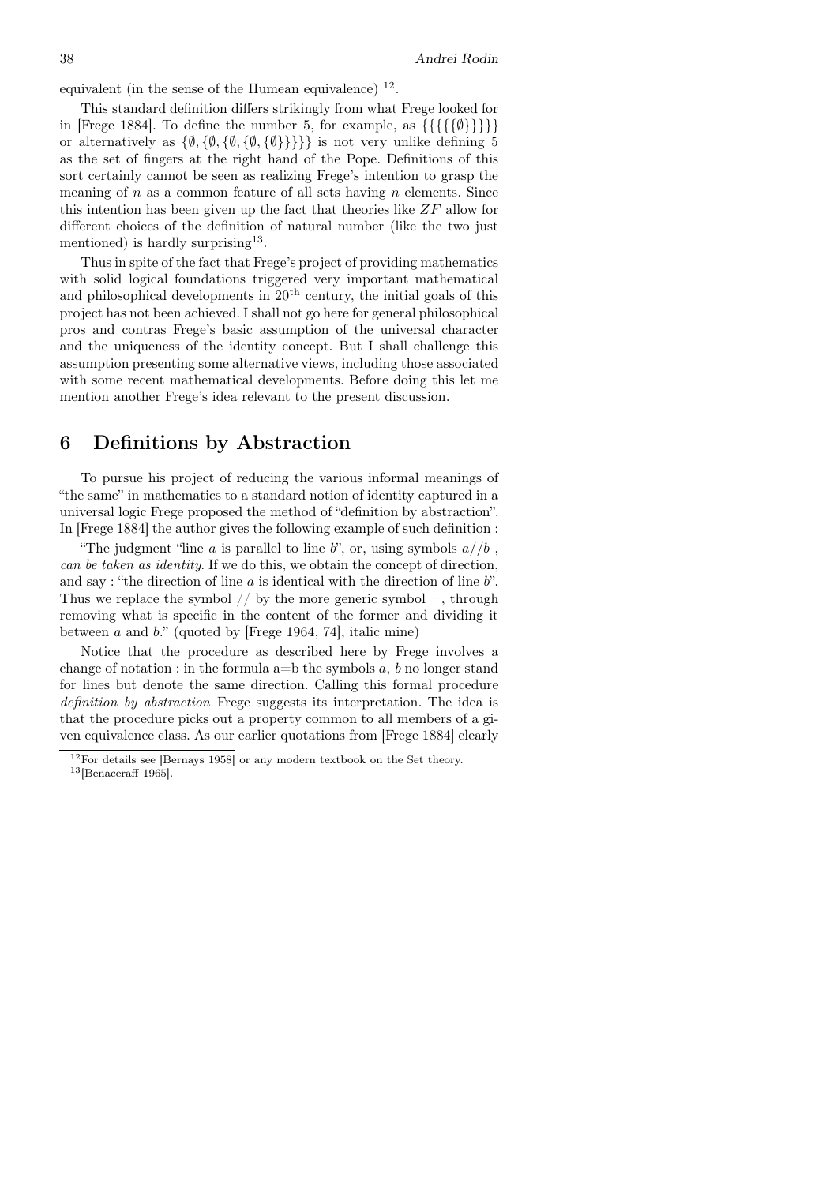equivalent (in the sense of the Humean equivalence) [12].

This standard definition differs strikingly from what Frege looked for in [Frege 1884]. To define the number 5, for example, as $\{\{\{\{\{\emptyset\}\}\}\}\}$ or alternatively as $\{\emptyset, \{\emptyset, \{\emptyset, \{\emptyset, \{\emptyset\}\}\}\}\}$ is not very unlike defining 5 as the set of fingers at the right hand of the Pope. Definitions of this sort certainly cannot be seen as realizing Frege's intention to grasp the meaning of $n$ as a common feature of all sets having $n$ elements. Since this intention has been given up the fact that theories like $ZF$ allow for different choices of the definition of natural number (like the two just mentioned) is hardly surprising[13].

Thus in spite of the fact that Frege's project of providing mathematics with solid logical foundations triggered very important mathematical and philosophical developments in $20^{\text{th}}$ century, the initial goals of this project has not been achieved. I shall not go here for general philosophical pros and contras Frege's basic assumption of the universal character and the uniqueness of the identity concept. But I shall challenge this assumption presenting some alternative views, including those associated with some recent mathematical developments. Before doing this let me mention another Frege's idea relevant to the present discussion.

## 6 Definitions by Abstraction

To pursue his project of reducing the various informal meanings of "the same" in mathematics to a standard notion of identity captured in a universal logic Frege proposed the method of "definition by abstraction". In [Frege 1884] the author gives the following example of such definition :

"The judgment "line $a$ is parallel to line $b$", or, using symbols $a//b$ , *can be taken as identity*. If we do this, we obtain the concept of direction, and say : "the direction of line $a$ is identical with the direction of line $b$". Thus we replace the symbol // by the more generic symbol =, through removing what is specific in the content of the former and dividing it between $a$ and $b$." (quoted by [Frege 1964, 74], italic mine)

Notice that the procedure as described here by Frege involves a change of notation : in the formula a=b the symbols $a$, $b$ no longer stand for lines but denote the same direction. Calling this formal procedure *definition by abstraction* Frege suggests its interpretation. The idea is that the procedure picks out a property common to all members of a given equivalence class. As our earlier quotations from [Frege 1884] clearly

[12] For details see [Bernays 1958] or any modern textbook on the Set theory.

[13] [Benaceraff 1965].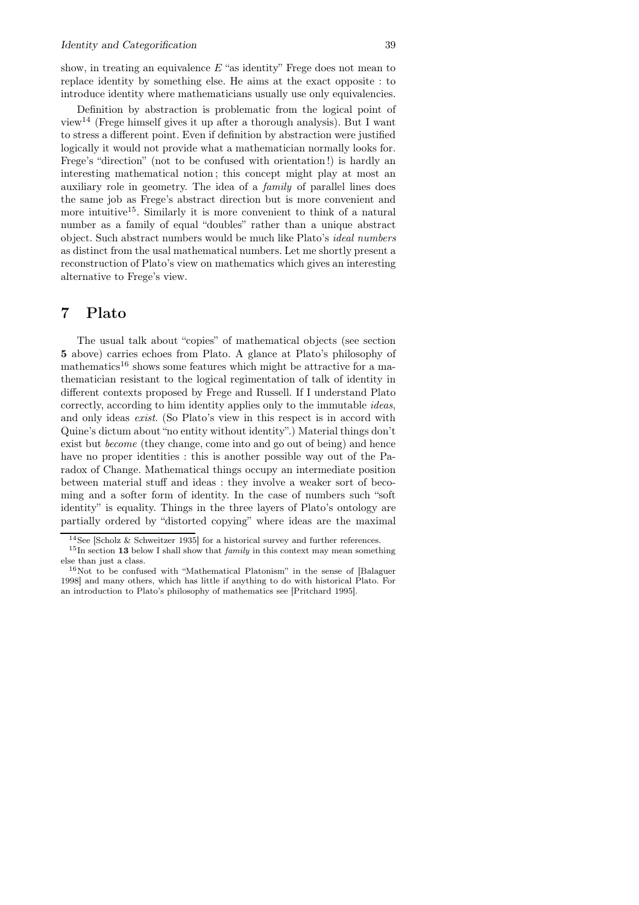show, in treating an equivalence $E$ "as identity" Frege does not mean to replace identity by something else. He aims at the exact opposite : to introduce identity where mathematicians usually use only equivalencies.

Definition by abstraction is problematic from the logical point of view[14] (Frege himself gives it up after a thorough analysis). But I want to stress a different point. Even if definition by abstraction were justified logically it would not provide what a mathematician normally looks for. Frege's "direction" (not to be confused with orientation !) is hardly an interesting mathematical notion ; this concept might play at most an auxiliary role in geometry. The idea of a *family* of parallel lines does the same job as Frege's abstract direction but is more convenient and more intuitive[15]. Similarly it is more convenient to think of a natural number as a family of equal "doubles" rather than a unique abstract object. Such abstract numbers would be much like Plato's *ideal numbers* as distinct from the usal mathematical numbers. Let me shortly present a reconstruction of Plato's view on mathematics which gives an interesting alternative to Frege's view.

## 7 Plato

The usual talk about "copies" of mathematical objects (see section **5** above) carries echoes from Plato. A glance at Plato's philosophy of mathematics[16] shows some features which might be attractive for a mathematician resistant to the logical regimentation of talk of identity in different contexts proposed by Frege and Russell. If I understand Plato correctly, according to him identity applies only to the immutable *ideas*, and only ideas *exist*. (So Plato's view in this respect is in accord with Quine's dictum about "no entity without identity".) Material things don't exist but *become* (they change, come into and go out of being) and hence have no proper identities : this is another possible way out of the Paradox of Change. Mathematical things occupy an intermediate position between material stuff and ideas : they involve a weaker sort of becoming and a softer form of identity. In the case of numbers such "soft identity" is equality. Things in the three layers of Plato's ontology are partially ordered by "distorted copying" where ideas are the maximal

[14] See [Scholz & Schweitzer 1935] for a historical survey and further references.

[15] In section **13** below I shall show that *family* in this context may mean something else than just a class.

[16] Not to be confused with "Mathematical Platonism" in the sense of [Balaguer 1998] and many others, which has little if anything to do with historical Plato. For an introduction to Plato's philosophy of mathematics see [Pritchard 1995].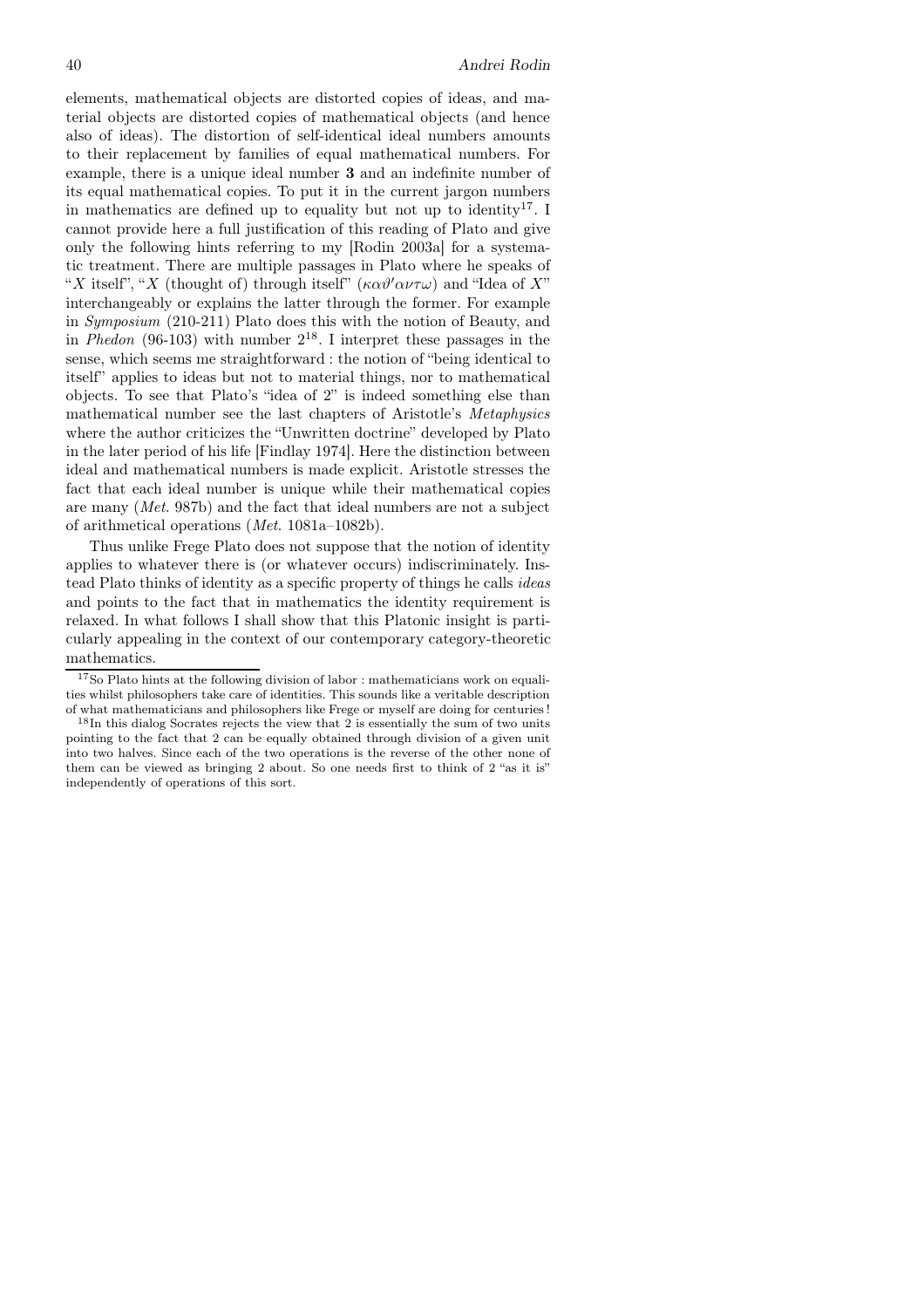elements, mathematical objects are distorted copies of ideas, and material objects are distorted copies of mathematical objects (and hence also of ideas). The distortion of self-identical ideal numbers amounts to their replacement by families of equal mathematical numbers. For example, there is a unique ideal number **3** and an indefinite number of its equal mathematical copies. To put it in the current jargon numbers in mathematics are defined up to equality but not up to identity[17]. I cannot provide here a full justification of this reading of Plato and give only the following hints referring to my [Rodin 2003a] for a systematic treatment. There are multiple passages in Plato where he speaks of "$X$ itself", "$X$ (thought of) through itself" ($\kappa\alpha\vartheta'\alpha\upsilon\tau\omega$) and "Idea of $X$" interchangeably or explains the latter through the former. For example in *Symposium* (210-211) Plato does this with the notion of Beauty, and in *Phedon* (96-103) with number 2[18]. I interpret these passages in the sense, which seems me straightforward : the notion of "being identical to itself" applies to ideas but not to material things, nor to mathematical objects. To see that Plato's "idea of 2" is indeed something else than mathematical number see the last chapters of Aristotle's *Metaphysics* where the author criticizes the "Unwritten doctrine" developed by Plato in the later period of his life [Findlay 1974]. Here the distinction between ideal and mathematical numbers is made explicit. Aristotle stresses the fact that each ideal number is unique while their mathematical copies are many (*Met.* 987b) and the fact that ideal numbers are not a subject of arithmetical operations (*Met.* 1081a–1082b).

Thus unlike Frege Plato does not suppose that the notion of identity applies to whatever there is (or whatever occurs) indiscriminately. Instead Plato thinks of identity as a specific property of things he calls *ideas* and points to the fact that in mathematics the identity requirement is relaxed. In what follows I shall show that this Platonic insight is particularly appealing in the context of our contemporary category-theoretic mathematics.

---

[17] So Plato hints at the following division of labor : mathematicians work on equalities whilst philosophers take care of identities. This sounds like a veritable description of what mathematicians and philosophers like Frege or myself are doing for centuries !

[18] In this dialog Socrates rejects the view that 2 is essentially the sum of two units pointing to the fact that 2 can be equally obtained through division of a given unit into two halves. Since each of the two operations is the reverse of the other none of them can be viewed as bringing 2 about. So one needs first to think of 2 "as it is" independently of operations of this sort.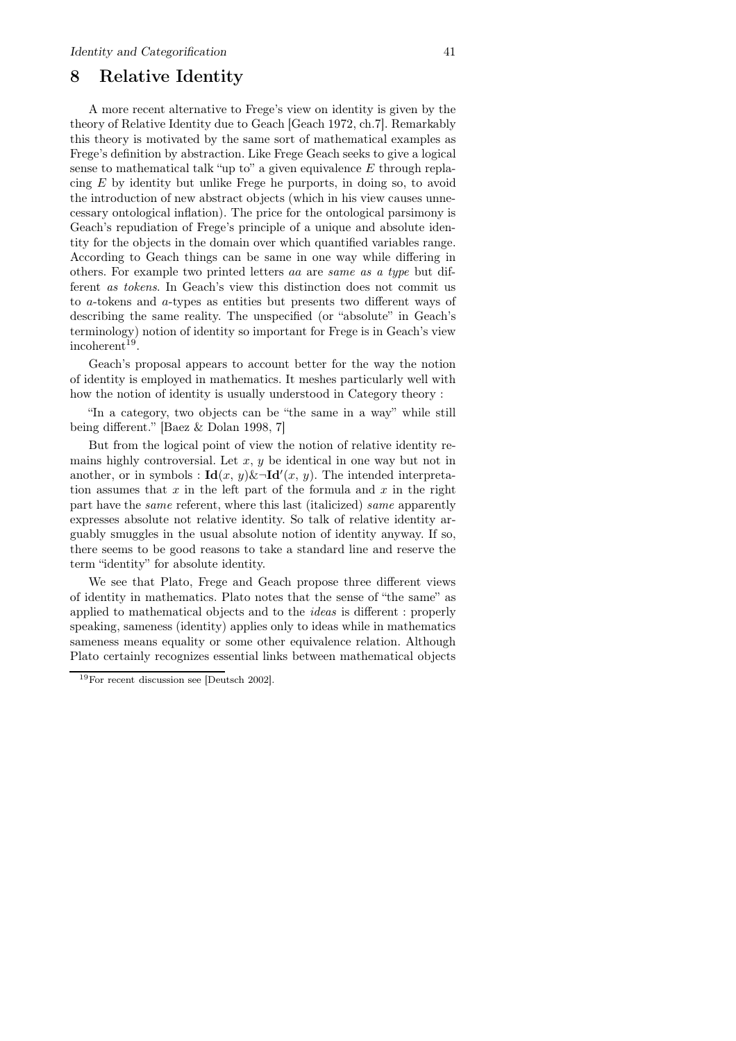## 8 Relative Identity

A more recent alternative to Frege's view on identity is given by the theory of Relative Identity due to Geach [Geach 1972, ch.7]. Remarkably this theory is motivated by the same sort of mathematical examples as Frege's definition by abstraction. Like Frege Geach seeks to give a logical sense to mathematical talk "up to" a given equivalence $E$ through replacing $E$ by identity but unlike Frege he purports, in doing so, to avoid the introduction of new abstract objects (which in his view causes unnecessary ontological inflation). The price for the ontological parsimony is Geach's repudiation of Frege's principle of a unique and absolute identity for the objects in the domain over which quantified variables range. According to Geach things can be same in one way while differing in others. For example two printed letters *aa* are *same as a type* but different *as tokens*. In Geach's view this distinction does not commit us to *a*-tokens and *a*-types as entities but presents two different ways of describing the same reality. The unspecified (or "absolute" in Geach's terminology) notion of identity so important for Frege is in Geach's view incoherent[19].

Geach's proposal appears to account better for the way the notion of identity is employed in mathematics. It meshes particularly well with how the notion of identity is usually understood in Category theory :

"In a category, two objects can be "the same in a way" while still being different." [Baez & Dolan 1998, 7]

But from the logical point of view the notion of relative identity remains highly controversial. Let $x$, $y$ be identical in one way but not in another, or in symbols : $\mathbf{Id}(x, y) \& \neg \mathbf{Id'}(x, y)$. The intended interpretation assumes that $x$ in the left part of the formula and $x$ in the right part have the *same* referent, where this last (italicized) *same* apparently expresses absolute not relative identity. So talk of relative identity arguably smuggles in the usual absolute notion of identity anyway. If so, there seems to be good reasons to take a standard line and reserve the term "identity" for absolute identity.

We see that Plato, Frege and Geach propose three different views of identity in mathematics. Plato notes that the sense of "the same" as applied to mathematical objects and to the *ideas* is different : properly speaking, sameness (identity) applies only to ideas while in mathematics sameness means equality or some other equivalence relation. Although Plato certainly recognizes essential links between mathematical objects

[19] For recent discussion see [Deutsch 2002].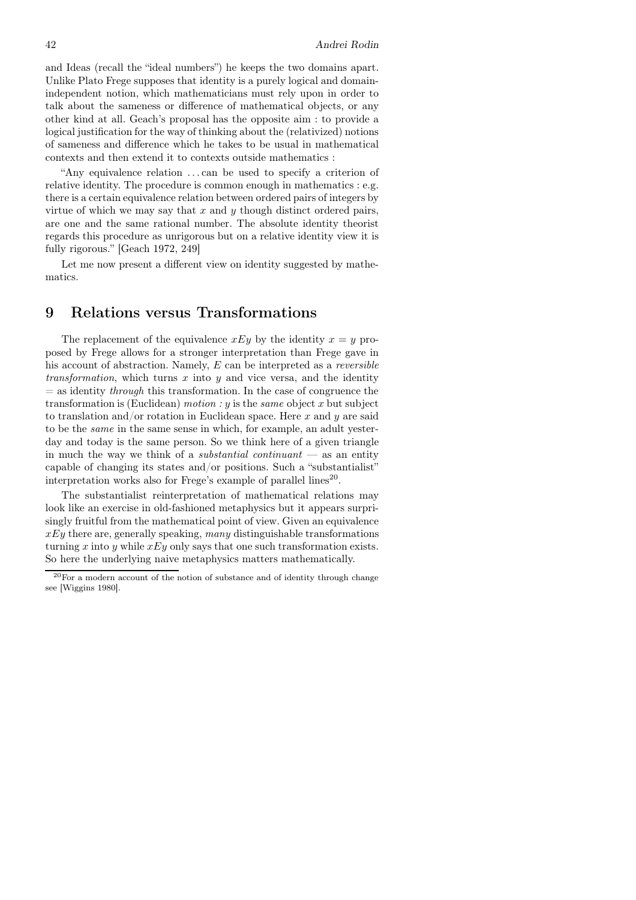and Ideas (recall the "ideal numbers") he keeps the two domains apart. Unlike Plato Frege supposes that identity is a purely logical and domain-independent notion, which mathematicians must rely upon in order to talk about the sameness or difference of mathematical objects, or any other kind at all. Geach's proposal has the opposite aim : to provide a logical justification for the way of thinking about the (relativized) notions of sameness and difference which he takes to be usual in mathematical contexts and then extend it to contexts outside mathematics :

"Any equivalence relation ... can be used to specify a criterion of relative identity. The procedure is common enough in mathematics : e.g. there is a certain equivalence relation between ordered pairs of integers by virtue of which we may say that $x$ and $y$ though distinct ordered pairs, are one and the same rational number. The absolute identity theorist regards this procedure as unrigorous but on a relative identity view it is fully rigorous." [Geach 1972, 249]

Let me now present a different view on identity suggested by mathematics.

## 9 Relations versus Transformations

The replacement of the equivalence $xEy$ by the identity $x = y$ proposed by Frege allows for a stronger interpretation than Frege gave in his account of abstraction. Namely, $E$ can be interpreted as a *reversible transformation*, which turns $x$ into $y$ and vice versa, and the identity $=$ as identity *through* this transformation. In the case of congruence the transformation is (Euclidean) *motion* : $y$ is the *same* object $x$ but subject to translation and/or rotation in Euclidean space. Here $x$ and $y$ are said to be the *same* in the same sense in which, for example, an adult yesterday and today is the same person. So we think here of a given triangle in much the way we think of a *substantial continuant* — as an entity capable of changing its states and/or positions. Such a "substantialist" interpretation works also for Frege's example of parallel lines[20].

The substantialist reinterpretation of mathematical relations may look like an exercise in old-fashioned metaphysics but it appears surprisingly fruitful from the mathematical point of view. Given an equivalence $xEy$ there are, generally speaking, *many* distinguishable transformations turning $x$ into $y$ while $xEy$ only says that one such transformation exists. So here the underlying naive metaphysics matters mathematically.

[20] For a modern account of the notion of substance and of identity through change see [Wiggins 1980].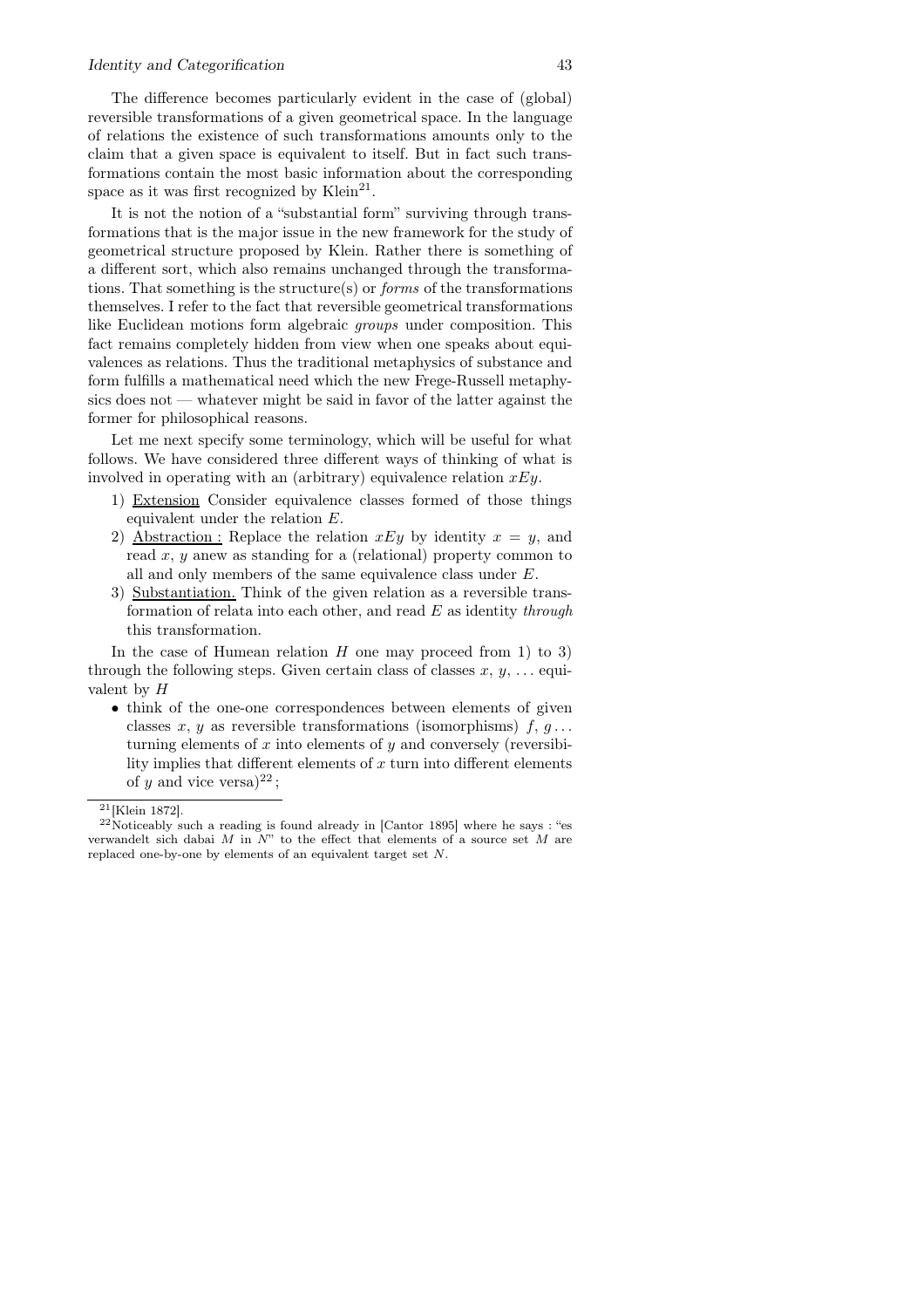The difference becomes particularly evident in the case of (global) reversible transformations of a given geometrical space. In the language of relations the existence of such transformations amounts only to the claim that a given space is equivalent to itself. But in fact such transformations contain the most basic information about the corresponding space as it was first recognized by Klein[21].

It is not the notion of a "substantial form" surviving through transformations that is the major issue in the new framework for the study of geometrical structure proposed by Klein. Rather there is something of a different sort, which also remains unchanged through the transformations. That something is the structure(s) or *forms* of the transformations themselves. I refer to the fact that reversible geometrical transformations like Euclidean motions form algebraic *groups* under composition. This fact remains completely hidden from view when one speaks about equivalences as relations. Thus the traditional metaphysics of substance and form fulfills a mathematical need which the new Frege-Russell metaphysics does not — whatever might be said in favor of the latter against the former for philosophical reasons.

Let me next specify some terminology, which will be useful for what follows. We have considered three different ways of thinking of what is involved in operating with an (arbitrary) equivalence relation $xEy$.

1) Extension Consider equivalence classes formed of those things equivalent under the relation $E$.
2) Abstraction : Replace the relation $xEy$ by identity $x = y$, and read $x$, $y$ anew as standing for a (relational) property common to all and only members of the same equivalence class under $E$.
3) Substantiation. Think of the given relation as a reversible transformation of relata into each other, and read $E$ as identity *through* this transformation.

In the case of Humean relation $H$ one may proceed from 1) to 3) through the following steps. Given certain class of classes $x$, $y$, … equivalent by $H$

- think of the one-one correspondences between elements of given classes $x$, $y$ as reversible transformations (isomorphisms) $f$, $g$… turning elements of $x$ into elements of $y$ and conversely (reversibility implies that different elements of $x$ turn into different elements of $y$ and vice versa)[22];

---

[21] [Klein 1872].

[22] Noticeably such a reading is found already in [Cantor 1895] where he says : "es verwandelt sich dabai $M$ in $N$" to the effect that elements of a source set $M$ are replaced one-by-one by elements of an equivalent target set $N$.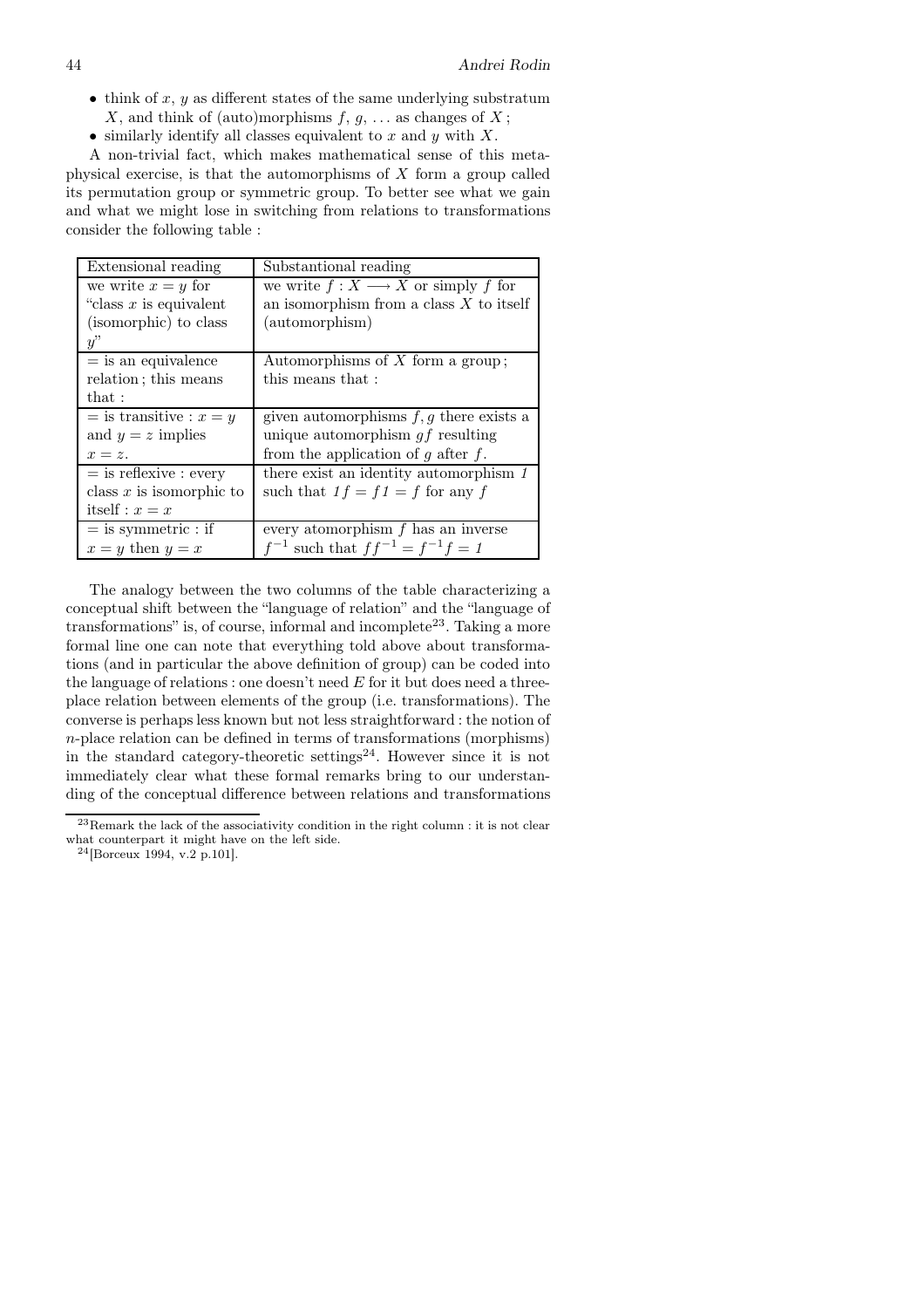- think of $x$, $y$ as different states of the same underlying substratum $X$, and think of (auto)morphisms $f$, $g$, ... as changes of $X$ ;
- similarly identify all classes equivalent to $x$ and $y$ with $X$.

A non-trivial fact, which makes mathematical sense of this metaphysical exercise, is that the automorphisms of $X$ form a group called its permutation group or symmetric group. To better see what we gain and what we might lose in switching from relations to transformations consider the following table :

| Extensional reading | Substantional reading |
|---|---|
| we write $x = y$ for "class $x$ is equivalent (isomorphic) to class $y$" | we write $f : X \longrightarrow X$ or simply $f$ for an isomorphism from a class $X$ to itself (automorphism) |
| $=$ is an equivalence relation ; this means that : | Automorphisms of $X$ form a group ; this means that : |
| $=$ is transitive : $x = y$ and $y = z$ implies $x = z$. | given automorphisms $f, g$ there exists a unique automorphism $gf$ resulting from the application of $g$ after $f$. |
| $=$ is reflexive : every class $x$ is isomorphic to itself : $x = x$ | there exist an identity automorphism $1$ such that $1f = f1 = f$ for any $f$ |
| $=$ is symmetric : if $x = y$ then $y = x$ | every atomorphism $f$ has an inverse $f^{-1}$ such that $ff^{-1} = f^{-1}f = 1$ |

The analogy between the two columns of the table characterizing a conceptual shift between the "language of relation" and the "language of transformations" is, of course, informal and incomplete[23]. Taking a more formal line one can note that everything told above about transformations (and in particular the above definition of group) can be coded into the language of relations : one doesn't need $E$ for it but does need a three-place relation between elements of the group (i.e. transformations). The converse is perhaps less known but not less straightforward : the notion of $n$-place relation can be defined in terms of transformations (morphisms) in the standard category-theoretic settings[24]. However since it is not immediately clear what these formal remarks bring to our understanding of the conceptual difference between relations and transformations

---

[23] Remark the lack of the associativity condition in the right column : it is not clear what counterpart it might have on the left side.

[24] [Borceux 1994, v.2 p.101].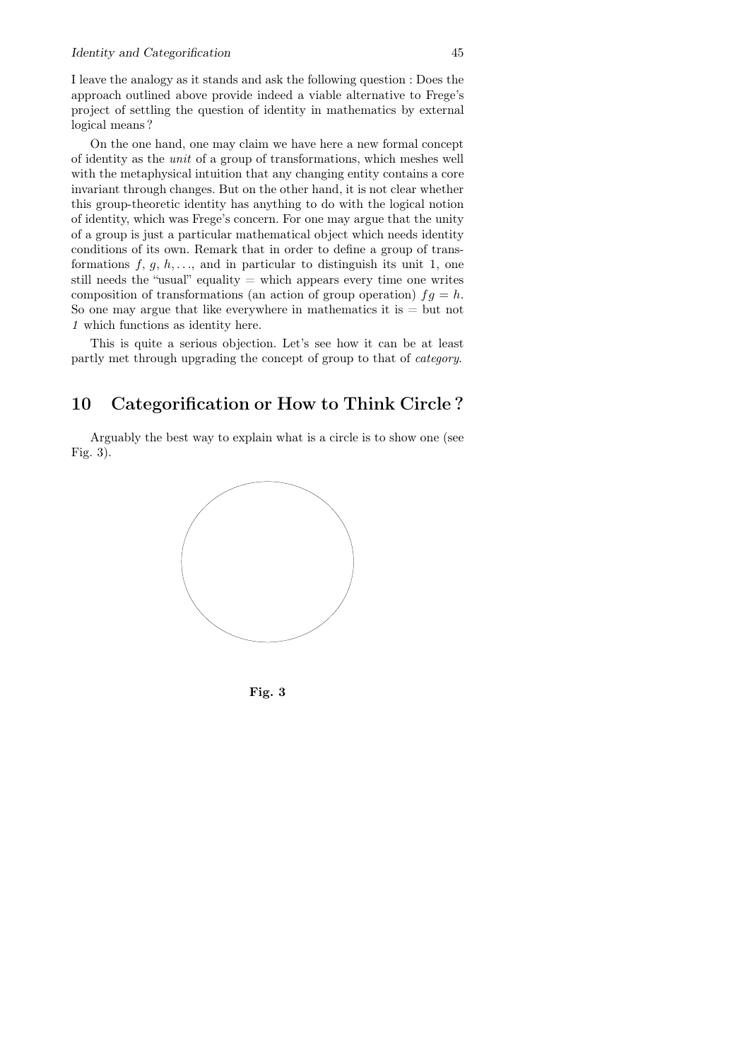I leave the analogy as it stands and ask the following question : Does the approach outlined above provide indeed a viable alternative to Frege's project of settling the question of identity in mathematics by external logical means ?

On the one hand, one may claim we have here a new formal concept of identity as the *unit* of a group of transformations, which meshes well with the metaphysical intuition that any changing entity contains a core invariant through changes. But on the other hand, it is not clear whether this group-theoretic identity has anything to do with the logical notion of identity, which was Frege's concern. For one may argue that the unity of a group is just a particular mathematical object which needs identity conditions of its own. Remark that in order to define a group of transformations $f$, $g$, $h, \ldots$, and in particular to distinguish its unit 1, one still needs the "usual" equality $=$ which appears every time one writes composition of transformations (an action of group operation) $fg = h$. So one may argue that like everywhere in mathematics it is $=$ but not *1* which functions as identity here.

This is quite a serious objection. Let's see how it can be at least partly met through upgrading the concept of group to that of *category*.

## 10 Categorification or How to Think Circle ?

Arguably the best way to explain what is a circle is to show one (see Fig. 3).

**Fig. 3**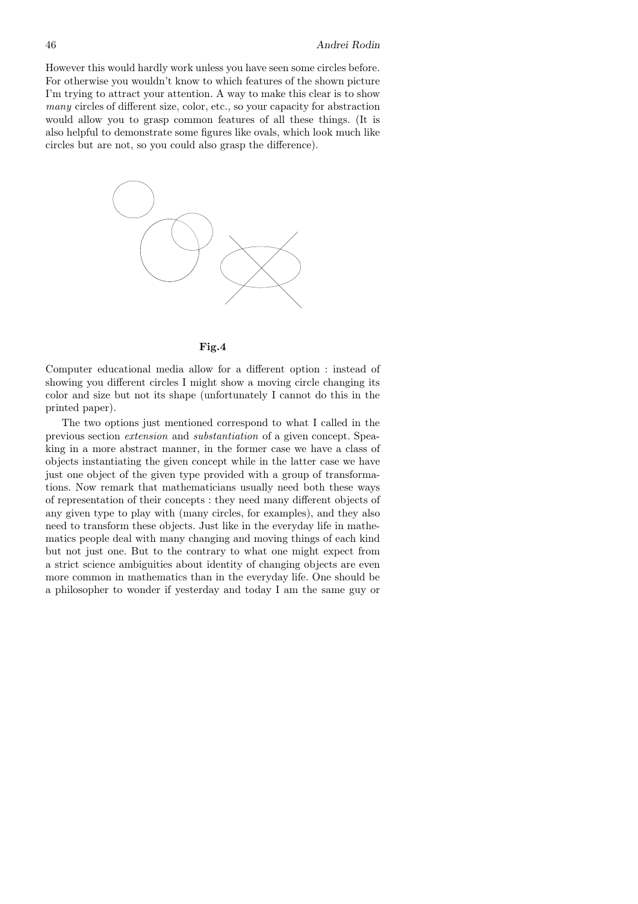However this would hardly work unless you have seen some circles before. For otherwise you wouldn't know to which features of the shown picture I'm trying to attract your attention. A way to make this clear is to show *many* circles of different size, color, etc., so your capacity for abstraction would allow you to grasp common features of all these things. (It is also helpful to demonstrate some figures like ovals, which look much like circles but are not, so you could also grasp the difference).

**Fig.4**

Computer educational media allow for a different option : instead of showing you different circles I might show a moving circle changing its color and size but not its shape (unfortunately I cannot do this in the printed paper).

The two options just mentioned correspond to what I called in the previous section *extension* and *substantiation* of a given concept. Speaking in a more abstract manner, in the former case we have a class of objects instantiating the given concept while in the latter case we have just one object of the given type provided with a group of transformations. Now remark that mathematicians usually need both these ways of representation of their concepts : they need many different objects of any given type to play with (many circles, for examples), and they also need to transform these objects. Just like in the everyday life in mathematics people deal with many changing and moving things of each kind but not just one. But to the contrary to what one might expect from a strict science ambiguities about identity of changing objects are even more common in mathematics than in the everyday life. One should be a philosopher to wonder if yesterday and today I am the same guy or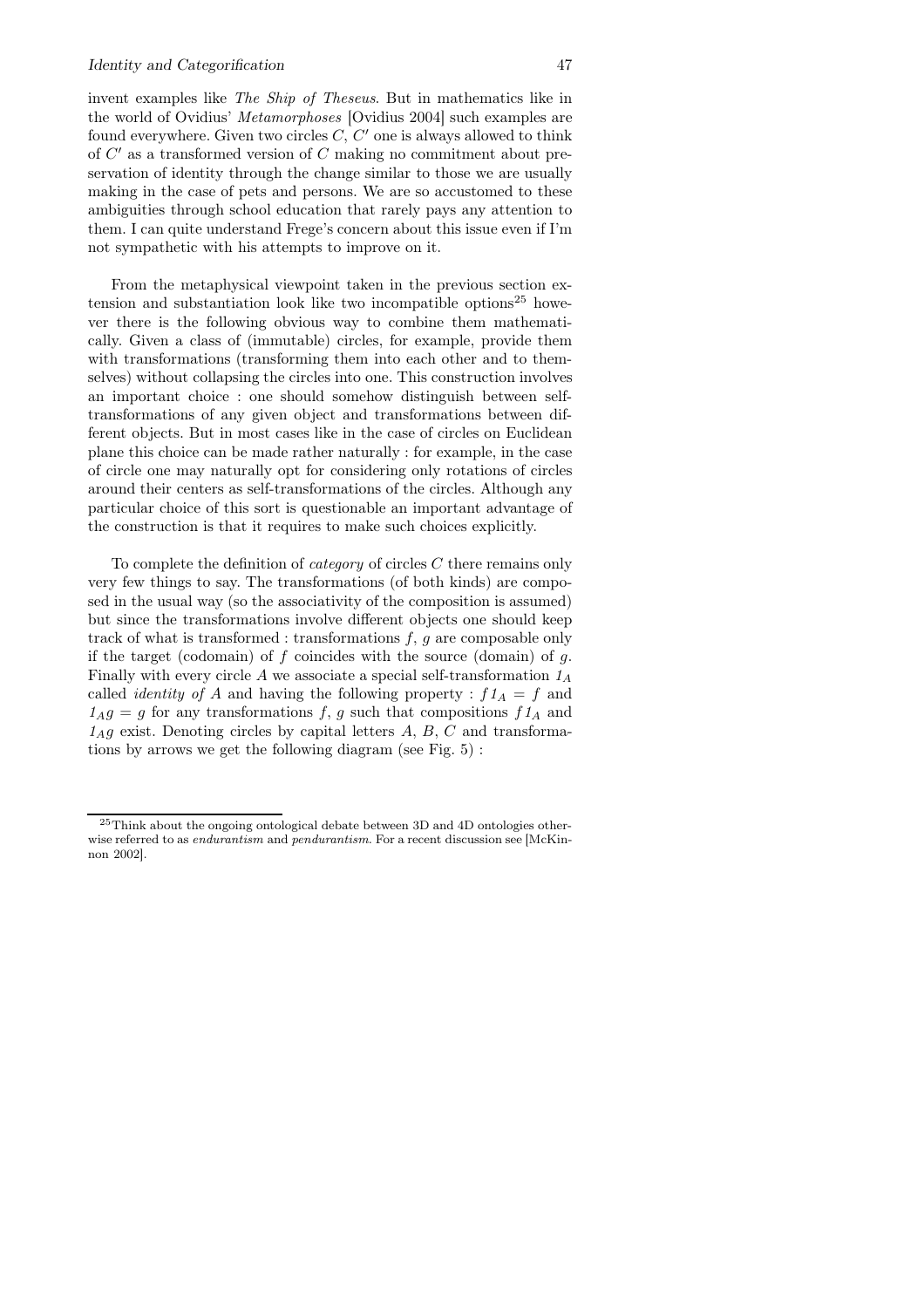invent examples like *The Ship of Theseus*. But in mathematics like in the world of Ovidius' *Metamorphoses* [Ovidius 2004] such examples are found everywhere. Given two circles $C$, $C'$ one is always allowed to think of $C'$ as a transformed version of $C$ making no commitment about preservation of identity through the change similar to those we are usually making in the case of pets and persons. We are so accustomed to these ambiguities through school education that rarely pays any attention to them. I can quite understand Frege's concern about this issue even if I'm not sympathetic with his attempts to improve on it.

From the metaphysical viewpoint taken in the previous section extension and substantiation look like two incompatible options[25] however there is the following obvious way to combine them mathematically. Given a class of (immutable) circles, for example, provide them with transformations (transforming them into each other and to themselves) without collapsing the circles into one. This construction involves an important choice : one should somehow distinguish between self-transformations of any given object and transformations between different objects. But in most cases like in the case of circles on Euclidean plane this choice can be made rather naturally : for example, in the case of circle one may naturally opt for considering only rotations of circles around their centers as self-transformations of the circles. Although any particular choice of this sort is questionable an important advantage of the construction is that it requires to make such choices explicitly.

To complete the definition of *category* of circles $C$ there remains only very few things to say. The transformations (of both kinds) are composed in the usual way (so the associativity of the composition is assumed) but since the transformations involve different objects one should keep track of what is transformed : transformations $f$, $g$ are composable only if the target (codomain) of $f$ coincides with the source (domain) of $g$. Finally with every circle $A$ we associate a special self-transformation $1_A$ called *identity of A* and having the following property : $f1_A = f$ and $1_Ag = g$ for any transformations $f$, $g$ such that compositions $f1_A$ and $1_Ag$ exist. Denoting circles by capital letters $A$, $B$, $C$ and transformations by arrows we get the following diagram (see Fig. 5) :

[25] Think about the ongoing ontological debate between 3D and 4D ontologies otherwise referred to as *endurantism* and *pendurantism*. For a recent discussion see [McKinnon 2002].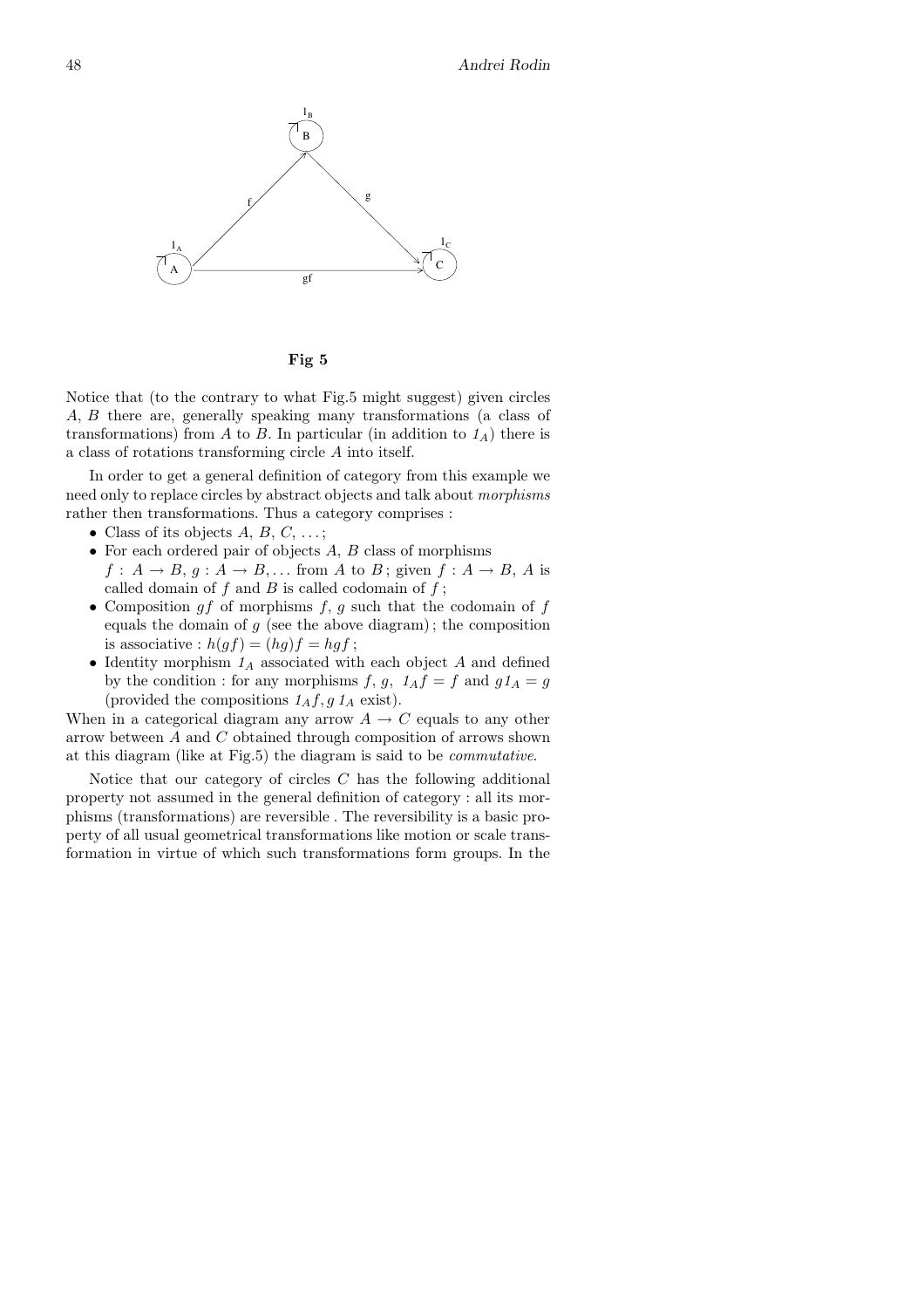**Fig 5**

Notice that (to the contrary to what Fig.5 might suggest) given circles $A$, $B$ there are, generally speaking many transformations (a class of transformations) from $A$ to $B$. In particular (in addition to $1_A$) there is a class of rotations transforming circle $A$ into itself.

In order to get a general definition of category from this example we need only to replace circles by abstract objects and talk about *morphisms* rather then transformations. Thus a category comprises :

- Class of its objects $A$, $B$, $C$, $\ldots$;
- For each ordered pair of objects $A$, $B$ class of morphisms $f : A \to B$, $g : A \to B, \ldots$ from $A$ to $B$ ; given $f : A \to B$, $A$ is called domain of $f$ and $B$ is called codomain of $f$ ;
- Composition $gf$ of morphisms $f$, $g$ such that the codomain of $f$ equals the domain of $g$ (see the above diagram) ; the composition is associative : $h(gf) = (hg)f = hgf$ ;
- Identity morphism $1_A$ associated with each object $A$ and defined by the condition : for any morphisms $f$, $g$, $1_A f = f$ and $g 1_A = g$ (provided the compositions $1_A f, g\, 1_A$ exist).

When in a categorical diagram any arrow $A \to C$ equals to any other arrow between $A$ and $C$ obtained through composition of arrows shown at this diagram (like at Fig.5) the diagram is said to be *commutative*.

Notice that our category of circles $C$ has the following additional property not assumed in the general definition of category : all its morphisms (transformations) are reversible . The reversibility is a basic property of all usual geometrical transformations like motion or scale transformation in virtue of which such transformations form groups. In the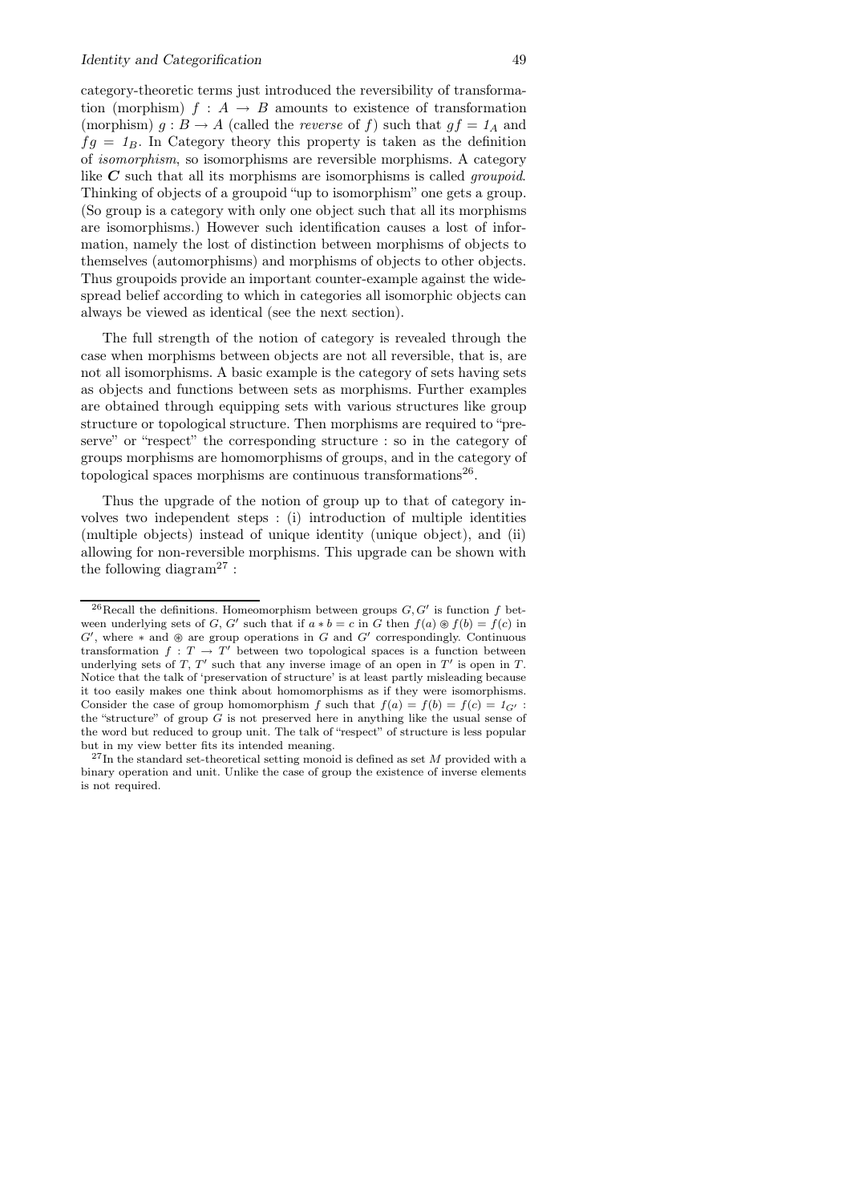category-theoretic terms just introduced the reversibility of transformation (morphism) $f : A \to B$ amounts to existence of transformation (morphism) $g : B \to A$ (called the *reverse* of $f$) such that $gf = 1_A$ and $fg = 1_B$. In Category theory this property is taken as the definition of *isomorphism*, so isomorphisms are reversible morphisms. A category like $\boldsymbol{C}$ such that all its morphisms are isomorphisms is called *groupoid*. Thinking of objects of a groupoid "up to isomorphism" one gets a group. (So group is a category with only one object such that all its morphisms are isomorphisms.) However such identification causes a lost of information, namely the lost of distinction between morphisms of objects to themselves (automorphisms) and morphisms of objects to other objects. Thus groupoids provide an important counter-example against the widespread belief according to which in categories all isomorphic objects can always be viewed as identical (see the next section).

The full strength of the notion of category is revealed through the case when morphisms between objects are not all reversible, that is, are not all isomorphisms. A basic example is the category of sets having sets as objects and functions between sets as morphisms. Further examples are obtained through equipping sets with various structures like group structure or topological structure. Then morphisms are required to "preserve" or "respect" the corresponding structure : so in the category of groups morphisms are homomorphisms of groups, and in the category of topological spaces morphisms are continuous transformations[26].

Thus the upgrade of the notion of group up to that of category involves two independent steps : (i) introduction of multiple identities (multiple objects) instead of unique identity (unique object), and (ii) allowing for non-reversible morphisms. This upgrade can be shown with the following diagram[27] :

---

[26] Recall the definitions. Homeomorphism between groups $G, G'$ is function $f$ between underlying sets of $G$, $G'$ such that if $a * b = c$ in $G$ then $f(a) \circledast f(b) = f(c)$ in $G'$, where $*$ and $\circledast$ are group operations in $G$ and $G'$ correspondingly. Continuous transformation $f : T \to T'$ between two topological spaces is a function between underlying sets of $T$, $T'$ such that any inverse image of an open in $T'$ is open in $T$. Notice that the talk of 'preservation of structure' is at least partly misleading because it too easily makes one think about homomorphisms as if they were isomorphisms. Consider the case of group homomorphism $f$ such that $f(a) = f(b) = f(c) = 1_{G'}$ : the "structure" of group $G$ is not preserved here in anything like the usual sense of the word but reduced to group unit. The talk of "respect" of structure is less popular but in my view better fits its intended meaning.

[27] In the standard set-theoretical setting monoid is defined as set $M$ provided with a binary operation and unit. Unlike the case of group the existence of inverse elements is not required.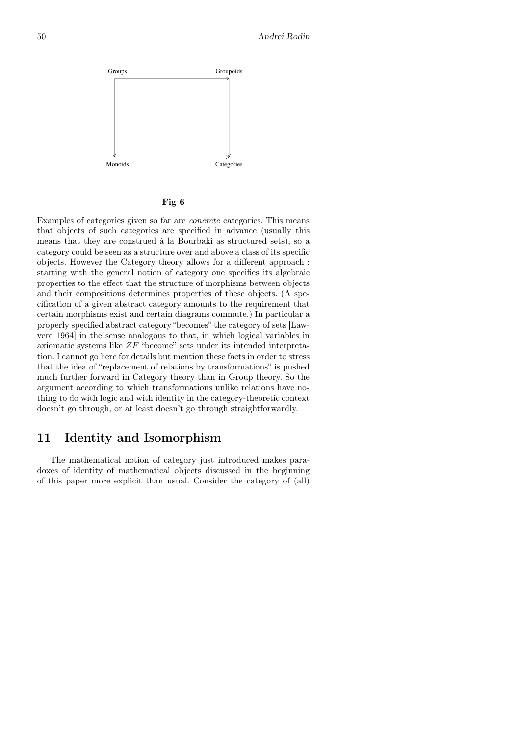Groups → Groupoids

↓ ↓

Monoids → Categories

**Fig 6**

Examples of categories given so far are *concrete* categories. This means that objects of such categories are specified in advance (usually this means that they are construed à la Bourbaki as structured sets), so a category could be seen as a structure over and above a class of its specific objects. However the Category theory allows for a different approach : starting with the general notion of category one specifies its algebraic properties to the effect that the structure of morphisms between objects and their compositions determines properties of these objects. (A specification of a given abstract category amounts to the requirement that certain morphisms exist and certain diagrams commute.) In particular a properly specified abstract category "becomes" the category of sets [Lawvere 1964] in the sense analogous to that, in which logical variables in axiomatic systems like $ZF$ "become" sets under its intended interpretation. I cannot go here for details but mention these facts in order to stress that the idea of "replacement of relations by transformations" is pushed much further forward in Category theory than in Group theory. So the argument according to which transformations unlike relations have nothing to do with logic and with identity in the category-theoretic context doesn't go through, or at least doesn't go through straightforwardly.

## 11 Identity and Isomorphism

The mathematical notion of category just introduced makes paradoxes of identity of mathematical objects discussed in the beginning of this paper more explicit than usual. Consider the category of (all)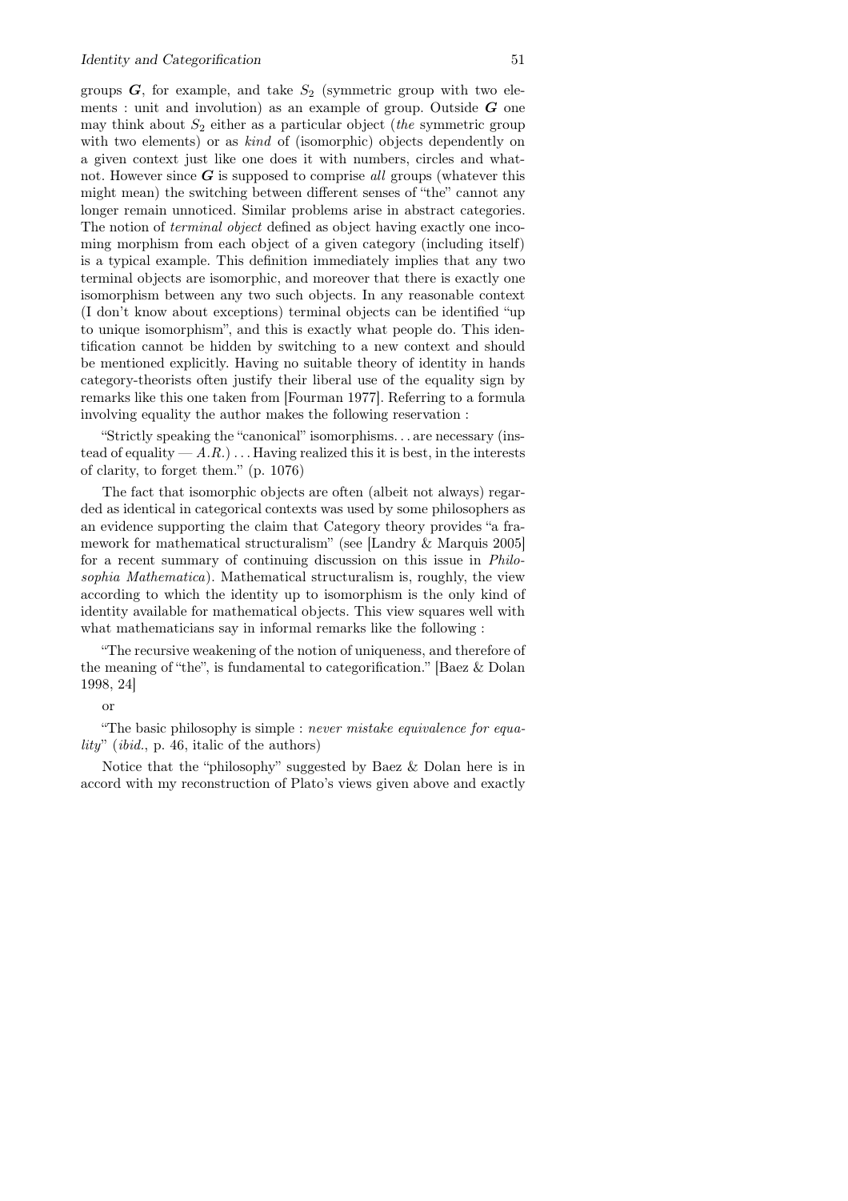groups $\boldsymbol{G}$, for example, and take $S_2$ (symmetric group with two elements : unit and involution) as an example of group. Outside $\boldsymbol{G}$ one may think about $S_2$ either as a particular object (*the* symmetric group with two elements) or as *kind* of (isomorphic) objects dependently on a given context just like one does it with numbers, circles and whatnot. However since $\boldsymbol{G}$ is supposed to comprise *all* groups (whatever this might mean) the switching between different senses of "the" cannot any longer remain unnoticed. Similar problems arise in abstract categories. The notion of *terminal object* defined as object having exactly one incoming morphism from each object of a given category (including itself) is a typical example. This definition immediately implies that any two terminal objects are isomorphic, and moreover that there is exactly one isomorphism between any two such objects. In any reasonable context (I don't know about exceptions) terminal objects can be identified "up to unique isomorphism", and this is exactly what people do. This identification cannot be hidden by switching to a new context and should be mentioned explicitly. Having no suitable theory of identity in hands category-theorists often justify their liberal use of the equality sign by remarks like this one taken from [Fourman 1977]. Referring to a formula involving equality the author makes the following reservation :

"Strictly speaking the "canonical" isomorphisms. . . are necessary (instead of equality — *A.R.*) . . . Having realized this it is best, in the interests of clarity, to forget them." (p. 1076)

The fact that isomorphic objects are often (albeit not always) regarded as identical in categorical contexts was used by some philosophers as an evidence supporting the claim that Category theory provides "a framework for mathematical structuralism" (see [Landry & Marquis 2005] for a recent summary of continuing discussion on this issue in *Philosophia Mathematica*). Mathematical structuralism is, roughly, the view according to which the identity up to isomorphism is the only kind of identity available for mathematical objects. This view squares well with what mathematicians say in informal remarks like the following :

"The recursive weakening of the notion of uniqueness, and therefore of the meaning of "the", is fundamental to categorification." [Baez & Dolan 1998, 24]

or

"The basic philosophy is simple : *never mistake equivalence for equality*" (*ibid.*, p. 46, italic of the authors)

Notice that the "philosophy" suggested by Baez & Dolan here is in accord with my reconstruction of Plato's views given above and exactly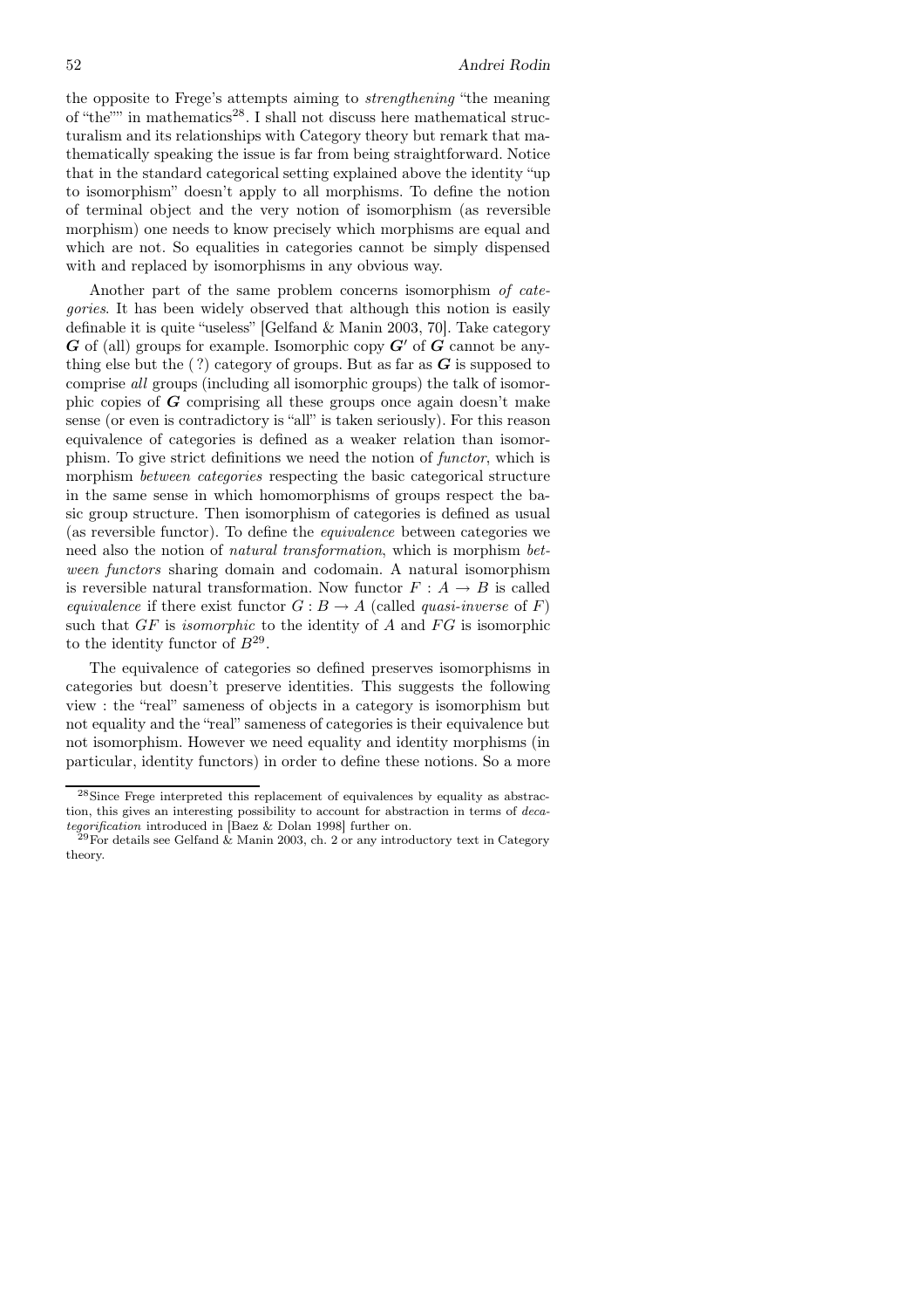the opposite to Frege's attempts aiming to *strengthening* "the meaning of "the"" in mathematics[28]. I shall not discuss here mathematical structuralism and its relationships with Category theory but remark that mathematically speaking the issue is far from being straightforward. Notice that in the standard categorical setting explained above the identity "up to isomorphism" doesn't apply to all morphisms. To define the notion of terminal object and the very notion of isomorphism (as reversible morphism) one needs to know precisely which morphisms are equal and which are not. So equalities in categories cannot be simply dispensed with and replaced by isomorphisms in any obvious way.

Another part of the same problem concerns isomorphism *of categories*. It has been widely observed that although this notion is easily definable it is quite "useless" [Gelfand & Manin 2003, 70]. Take category $\boldsymbol{G}$ of (all) groups for example. Isomorphic copy $\boldsymbol{G'}$ of $\boldsymbol{G}$ cannot be anything else but the ( ?) category of groups. But as far as $\boldsymbol{G}$ is supposed to comprise *all* groups (including all isomorphic groups) the talk of isomorphic copies of $\boldsymbol{G}$ comprising all these groups once again doesn't make sense (or even is contradictory is "all" is taken seriously). For this reason equivalence of categories is defined as a weaker relation than isomorphism. To give strict definitions we need the notion of *functor*, which is morphism *between categories* respecting the basic categorical structure in the same sense in which homomorphisms of groups respect the basic group structure. Then isomorphism of categories is defined as usual (as reversible functor). To define the *equivalence* between categories we need also the notion of *natural transformation*, which is morphism *between functors* sharing domain and codomain. A natural isomorphism is reversible natural transformation. Now functor $F : A \to B$ is called *equivalence* if there exist functor $G : B \to A$ (called *quasi-inverse* of $F$) such that $GF$ is *isomorphic* to the identity of $A$ and $FG$ is isomorphic to the identity functor of $B$[29].

The equivalence of categories so defined preserves isomorphisms in categories but doesn't preserve identities. This suggests the following view : the "real" sameness of objects in a category is isomorphism but not equality and the "real" sameness of categories is their equivalence but not isomorphism. However we need equality and identity morphisms (in particular, identity functors) in order to define these notions. So a more

---

[28] Since Frege interpreted this replacement of equivalences by equality as abstraction, this gives an interesting possibility to account for abstraction in terms of *decategorification* introduced in [Baez & Dolan 1998] further on.

[29] For details see Gelfand & Manin 2003, ch. 2 or any introductory text in Category theory.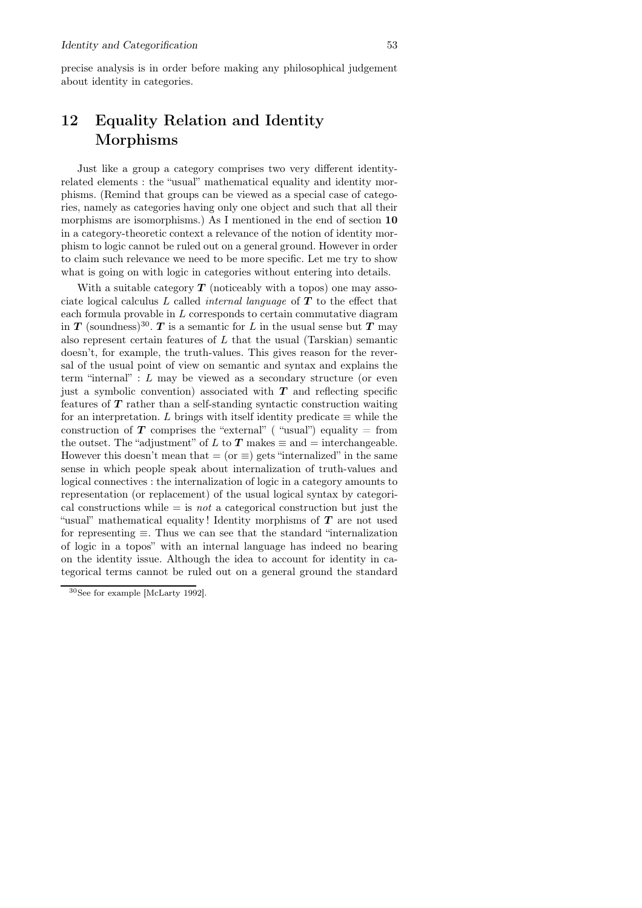precise analysis is in order before making any philosophical judgement about identity in categories.

## 12 Equality Relation and Identity Morphisms

Just like a group a category comprises two very different identity-related elements : the "usual" mathematical equality and identity morphisms. (Remind that groups can be viewed as a special case of categories, namely as categories having only one object and such that all their morphisms are isomorphisms.) As I mentioned in the end of section **10** in a category-theoretic context a relevance of the notion of identity morphism to logic cannot be ruled out on a general ground. However in order to claim such relevance we need to be more specific. Let me try to show what is going on with logic in categories without entering into details.

With a suitable category $\boldsymbol{T}$ (noticeably with a topos) one may associate logical calculus $L$ called *internal language* of $\boldsymbol{T}$ to the effect that each formula provable in $L$ corresponds to certain commutative diagram in $\boldsymbol{T}$ (soundness)[30]. $\boldsymbol{T}$ is a semantic for $L$ in the usual sense but $\boldsymbol{T}$ may also represent certain features of $L$ that the usual (Tarskian) semantic doesn't, for example, the truth-values. This gives reason for the reversal of the usual point of view on semantic and syntax and explains the term "internal" : $L$ may be viewed as a secondary structure (or even just a symbolic convention) associated with $\boldsymbol{T}$ and reflecting specific features of $\boldsymbol{T}$ rather than a self-standing syntactic construction waiting for an interpretation. $L$ brings with itself identity predicate $\equiv$ while the construction of $\boldsymbol{T}$ comprises the "external" ( "usual") equality $=$ from the outset. The "adjustment" of $L$ to $\boldsymbol{T}$ makes $\equiv$ and $=$ interchangeable. However this doesn't mean that $=$ (or $\equiv$) gets "internalized" in the same sense in which people speak about internalization of truth-values and logical connectives : the internalization of logic in a category amounts to representation (or replacement) of the usual logical syntax by categorical constructions while $=$ is *not* a categorical construction but just the "usual" mathematical equality ! Identity morphisms of $\boldsymbol{T}$ are not used for representing $\equiv$. Thus we can see that the standard "internalization of logic in a topos" with an internal language has indeed no bearing on the identity issue. Although the idea to account for identity in categorical terms cannot be ruled out on a general ground the standard

[30] See for example [McLarty 1992].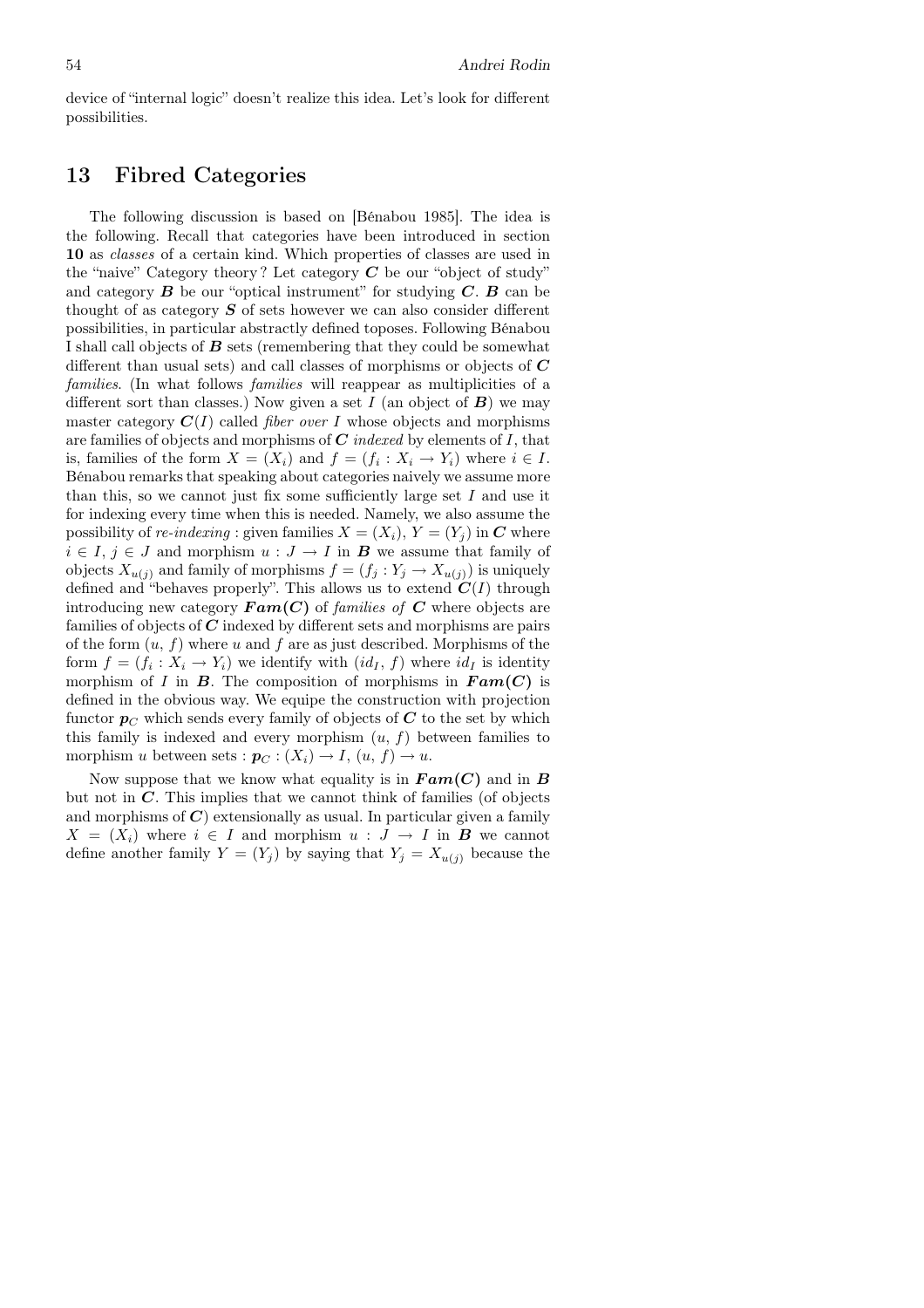device of "internal logic" doesn't realize this idea. Let's look for different possibilities.

## 13 Fibred Categories

The following discussion is based on [Bénabou 1985]. The idea is the following. Recall that categories have been introduced in section **10** as *classes* of a certain kind. Which properties of classes are used in the "naive" Category theory? Let category $\boldsymbol{C}$ be our "object of study" and category $\boldsymbol{B}$ be our "optical instrument" for studying $\boldsymbol{C}$. $\boldsymbol{B}$ can be thought of as category $\boldsymbol{S}$ of sets however we can also consider different possibilities, in particular abstractly defined toposes. Following Bénabou I shall call objects of $\boldsymbol{B}$ sets (remembering that they could be somewhat different than usual sets) and call classes of morphisms or objects of $\boldsymbol{C}$ *families*. (In what follows *families* will reappear as multiplicities of a different sort than classes.) Now given a set $I$ (an object of $\boldsymbol{B}$) we may master category $\boldsymbol{C}(I)$ called *fiber over* $I$ whose objects and morphisms are families of objects and morphisms of $\boldsymbol{C}$ *indexed* by elements of $I$, that is, families of the form $X = (X_i)$ and $f = (f_i : X_i \to Y_i)$ where $i \in I$. Bénabou remarks that speaking about categories naively we assume more than this, so we cannot just fix some sufficiently large set $I$ and use it for indexing every time when this is needed. Namely, we also assume the possibility of *re-indexing* : given families $X = (X_i)$, $Y = (Y_j)$ in $\boldsymbol{C}$ where $i \in I$, $j \in J$ and morphism $u : J \to I$ in $\boldsymbol{B}$ we assume that family of objects $X_{u(j)}$ and family of morphisms $f = (f_j : Y_j \to X_{u(j)})$ is uniquely defined and "behaves properly". This allows us to extend $\boldsymbol{C}(I)$ through introducing new category $\boldsymbol{Fam(C)}$ of *families of* $\boldsymbol{C}$ where objects are families of objects of $\boldsymbol{C}$ indexed by different sets and morphisms are pairs of the form $(u,\, f)$ where $u$ and $f$ are as just described. Morphisms of the form $f = (f_i : X_i \to Y_i)$ we identify with $(id_I,\, f)$ where $id_I$ is identity morphism of $I$ in $\boldsymbol{B}$. The composition of morphisms in $\boldsymbol{Fam(C)}$ is defined in the obvious way. We equipe the construction with projection functor $\boldsymbol{p}_C$ which sends every family of objects of $\boldsymbol{C}$ to the set by which this family is indexed and every morphism $(u,\, f)$ between families to morphism $u$ between sets : $\boldsymbol{p}_C : (X_i) \to I$, $(u,\, f) \to u$.

Now suppose that we know what equality is in $\boldsymbol{Fam(C)}$ and in $\boldsymbol{B}$ but not in $\boldsymbol{C}$. This implies that we cannot think of families (of objects and morphisms of $\boldsymbol{C}$) extensionally as usual. In particular given a family $X = (X_i)$ where $i \in I$ and morphism $u : J \to I$ in $\boldsymbol{B}$ we cannot define another family $Y = (Y_j)$ by saying that $Y_j = X_{u(j)}$ because the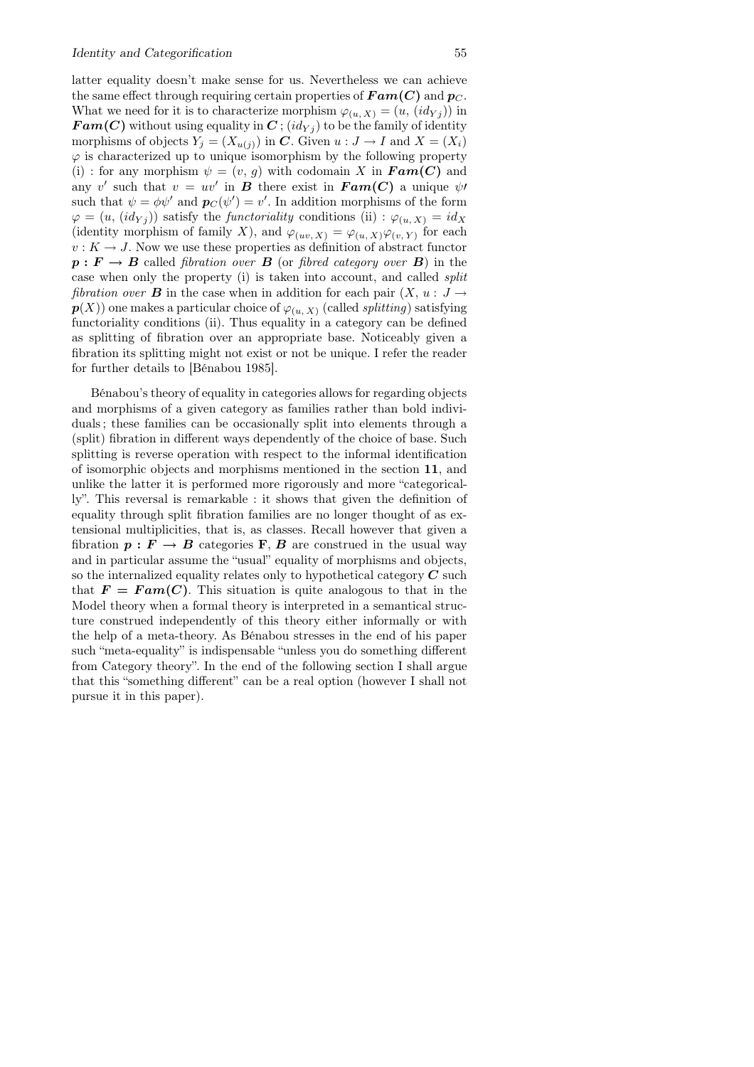latter equality doesn't make sense for us. Nevertheless we can achieve the same effect through requiring certain properties of $\boldsymbol{Fam(C)}$ and $\boldsymbol{p}_C$. What we need for it is to characterize morphism $\varphi_{(u,\,X)} = (u,\,(id_{Y_j}))$ in $\boldsymbol{Fam(C)}$ without using equality in $\boldsymbol{C}$ ; $(id_{Y_j})$ to be the family of identity morphisms of objects $Y_j = (X_{u(j)})$ in $\boldsymbol{C}$. Given $u : J \rightarrow I$ and $X = (X_i)$ $\varphi$ is characterized up to unique isomorphism by the following property (i) : for any morphism $\psi = (v, g)$ with codomain $X$ in $\boldsymbol{Fam(C)}$ and any $v'$ such that $v = uv'$ in $\boldsymbol{B}$ there exist in $\boldsymbol{Fam(C)}$ a unique $\psi\prime$ such that $\psi = \phi\psi'$ and $\boldsymbol{p}_C(\psi') = v'$. In addition morphisms of the form $\varphi = (u,\,(id_{Y_j}))$ satisfy the *functoriality* conditions (ii) : $\varphi_{(u,\,X)} = id_X$ (identity morphism of family $X$), and $\varphi_{(uv,\,X)} = \varphi_{(u,\,X)}\varphi_{(v,\,Y)}$ for each $v : K \rightarrow J$. Now we use these properties as definition of abstract functor $\boldsymbol{p : F \rightarrow B}$ called *fibration over* $\boldsymbol{B}$ (or *fibred category over* $\boldsymbol{B}$) in the case when only the property (i) is taken into account, and called *split fibration over* $\boldsymbol{B}$ in the case when in addition for each pair $(X,\,u :\, J \rightarrow \boldsymbol{p}(X))$ one makes a particular choice of $\varphi_{(u,\,X)}$ (called *splitting*) satisfying functoriality conditions (ii). Thus equality in a category can be defined as splitting of fibration over an appropriate base. Noticeably given a fibration its splitting might not exist or not be unique. I refer the reader for further details to [Bénabou 1985].

Bénabou's theory of equality in categories allows for regarding objects and morphisms of a given category as families rather than bold individuals ; these families can be occasionally split into elements through a (split) fibration in different ways dependently of the choice of base. Such splitting is reverse operation with respect to the informal identification of isomorphic objects and morphisms mentioned in the section **11**, and unlike the latter it is performed more rigorously and more "categorically". This reversal is remarkable : it shows that given the definition of equality through split fibration families are no longer thought of as extensional multiplicities, that is, as classes. Recall however that given a fibration $\boldsymbol{p : F \rightarrow B}$ categories $\mathbf{F}, \boldsymbol{B}$ are construed in the usual way and in particular assume the "usual" equality of morphisms and objects, so the internalized equality relates only to hypothetical category $\boldsymbol{C}$ such that $\boldsymbol{F = Fam(C)}$. This situation is quite analogous to that in the Model theory when a formal theory is interpreted in a semantical structure construed independently of this theory either informally or with the help of a meta-theory. As Bénabou stresses in the end of his paper such "meta-equality" is indispensable "unless you do something different from Category theory". In the end of the following section I shall argue that this "something different" can be a real option (however I shall not pursue it in this paper).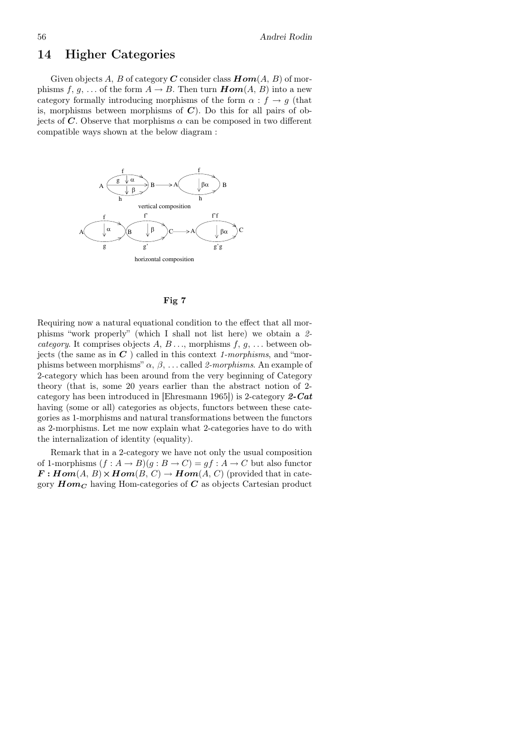# 14 Higher Categories

Given objects $A$, $B$ of category $\boldsymbol{C}$ consider class $\boldsymbol{Hom}(A, B)$ of morphisms $f, g, \ldots$ of the form $A \to B$. Then turn $\boldsymbol{Hom}(A, B)$ into a new category formally introducing morphisms of the form $\alpha : f \to g$ (that is, morphisms between morphisms of $\boldsymbol{C}$). Do this for all pairs of objects of $\boldsymbol{C}$. Observe that morphisms $\alpha$ can be composed in two different compatible ways shown at the below diagram :

vertical composition

horizontal composition

**Fig 7**

Requiring now a natural equational condition to the effect that all morphisms "work properly" (which I shall not list here) we obtain a *2-category*. It comprises objects $A$, $B \ldots$, morphisms $f, g, \ldots$ between objects (the same as in $\boldsymbol{C}$ ) called in this context *1-morphisms*, and "morphisms between morphisms" $\alpha, \beta, \ldots$ called *2-morphisms*. An example of 2-category which has been around from the very beginning of Category theory (that is, some 20 years earlier than the abstract notion of 2-category has been introduced in [Ehresmann 1965]) is 2-category ***2-Cat*** having (some or all) categories as objects, functors between these categories as 1-morphisms and natural transformations between the functors as 2-morphisms. Let me now explain what 2-categories have to do with the internalization of identity (equality).

Remark that in a 2-category we have not only the usual composition of 1-morphisms $(f : A \to B)(g : B \to C) = gf : A \to C$ but also functor $\boldsymbol{F} : \boldsymbol{Hom}(A, B) \times \boldsymbol{Hom}(B, C) \to \boldsymbol{Hom}(A, C)$ (provided that in category $\boldsymbol{Hom_C}$ having Hom-categories of $\boldsymbol{C}$ as objects Cartesian product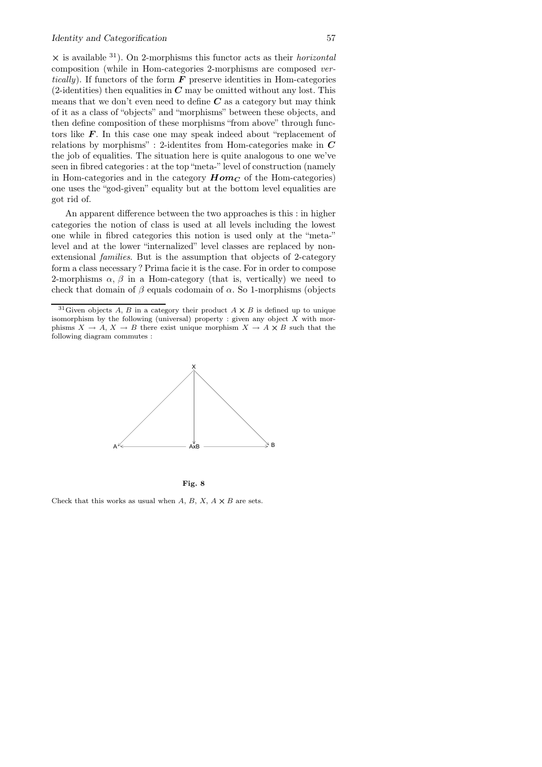$\times$ is available [31]). On 2-morphisms this functor acts as their *horizontal* composition (while in Hom-categories 2-morphisms are composed *vertically*). If functors of the form $\boldsymbol{F}$ preserve identities in Hom-categories (2-identities) then equalities in $\boldsymbol{C}$ may be omitted without any lost. This means that we don't even need to define $\boldsymbol{C}$ as a category but may think of it as a class of "objects" and "morphisms" between these objects, and then define composition of these morphisms "from above" through functors like $\boldsymbol{F}$. In this case one may speak indeed about "replacement of relations by morphisms" : 2-identites from Hom-categories make in $\boldsymbol{C}$ the job of equalities. The situation here is quite analogous to one we've seen in fibred categories : at the top "meta-" level of construction (namely in Hom-categories and in the category $\boldsymbol{Hom_C}$ of the Hom-categories) one uses the "god-given" equality but at the bottom level equalities are got rid of.

An apparent difference between the two approaches is this : in higher categories the notion of class is used at all levels including the lowest one while in fibred categories this notion is used only at the "meta-" level and at the lower "internalized" level classes are replaced by non-extensional *families*. But is the assumption that objects of 2-category form a class necessary ? Prima facie it is the case. For in order to compose 2-morphisms $\alpha$, $\beta$ in a Hom-category (that is, vertically) we need to check that domain of $\beta$ equals codomain of $\alpha$. So 1-morphisms (objects

---

[31] Given objects $A$, $B$ in a category their product $A \times B$ is defined up to unique isomorphism by the following (universal) property : given any object $X$ with morphisms $X \to A$, $X \to B$ there exist unique morphism $X \to A \times B$ such that the following diagram commutes :

**Fig. 8**

Check that this works as usual when $A$, $B$, $X$, $A \times B$ are sets.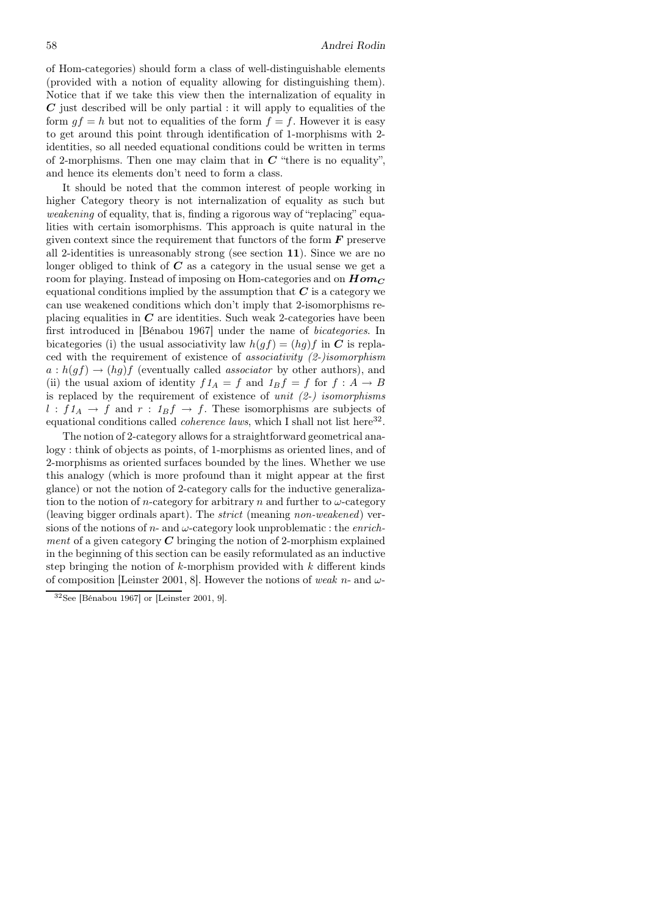of Hom-categories) should form a class of well-distinguishable elements (provided with a notion of equality allowing for distinguishing them). Notice that if we take this view then the internalization of equality in $\boldsymbol{C}$ just described will be only partial : it will apply to equalities of the form $gf = h$ but not to equalities of the form $f = f$. However it is easy to get around this point through identification of 1-morphisms with 2-identities, so all needed equational conditions could be written in terms of 2-morphisms. Then one may claim that in $\boldsymbol{C}$ "there is no equality", and hence its elements don't need to form a class.

It should be noted that the common interest of people working in higher Category theory is not internalization of equality as such but *weakening* of equality, that is, finding a rigorous way of "replacing" equalities with certain isomorphisms. This approach is quite natural in the given context since the requirement that functors of the form $\boldsymbol{F}$ preserve all 2-identities is unreasonably strong (see section **11**). Since we are no longer obliged to think of $\boldsymbol{C}$ as a category in the usual sense we get a room for playing. Instead of imposing on Hom-categories and on $\boldsymbol{Hom_C}$ equational conditions implied by the assumption that $\boldsymbol{C}$ is a category we can use weakened conditions which don't imply that 2-isomorphisms replacing equalities in $\boldsymbol{C}$ are identities. Such weak 2-categories have been first introduced in [Bénabou 1967] under the name of *bicategories*. In bicategories (i) the usual associativity law $h(gf) = (hg)f$ in $\boldsymbol{C}$ is replaced with the requirement of existence of *associativity (2-)isomorphism* $a : h(gf) \rightarrow (hg)f$ (eventually called *associator* by other authors), and (ii) the usual axiom of identity $f1_A = f$ and $1_B f = f$ for $f : A \rightarrow B$ is replaced by the requirement of existence of *unit (2-) isomorphisms* $l : f1_A \rightarrow f$ and $r : 1_B f \rightarrow f$. These isomorphisms are subjects of equational conditions called *coherence laws*, which I shall not list here[32].

The notion of 2-category allows for a straightforward geometrical analogy : think of objects as points, of 1-morphisms as oriented lines, and of 2-morphisms as oriented surfaces bounded by the lines. Whether we use this analogy (which is more profound than it might appear at the first glance) or not the notion of 2-category calls for the inductive generalization to the notion of $n$-category for arbitrary $n$ and further to $\omega$-category (leaving bigger ordinals apart). The *strict* (meaning *non-weakened*) versions of the notions of $n$- and $\omega$-category look unproblematic : the *enrichment* of a given category $\boldsymbol{C}$ bringing the notion of 2-morphism explained in the beginning of this section can be easily reformulated as an inductive step bringing the notion of $k$-morphism provided with $k$ different kinds of composition [Leinster 2001, 8]. However the notions of *weak* $n$- and $\omega$-

[32] See [Bénabou 1967] or [Leinster 2001, 9].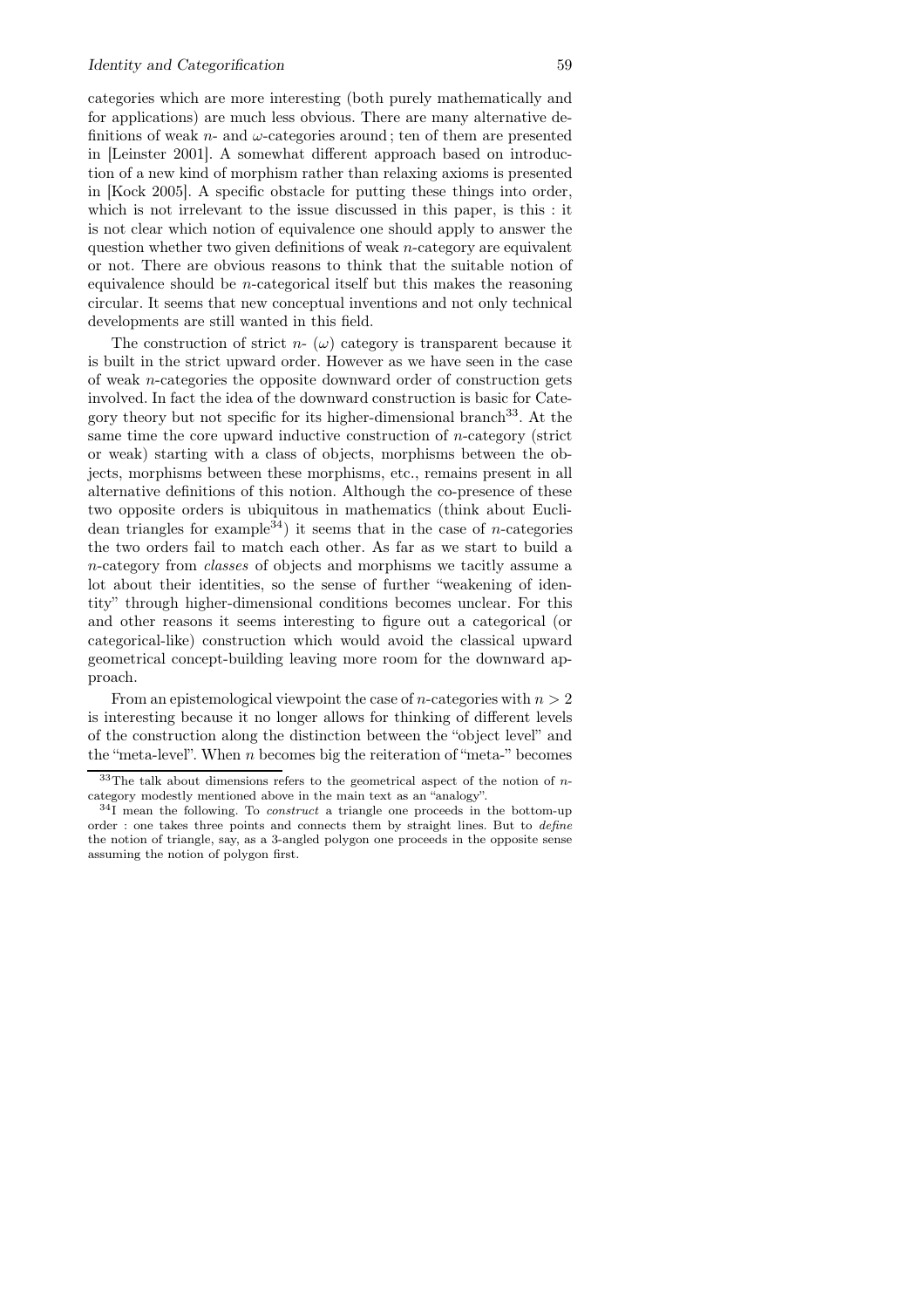categories which are more interesting (both purely mathematically and for applications) are much less obvious. There are many alternative definitions of weak $n$- and $\omega$-categories around ; ten of them are presented in [Leinster 2001]. A somewhat different approach based on introduction of a new kind of morphism rather than relaxing axioms is presented in [Kock 2005]. A specific obstacle for putting these things into order, which is not irrelevant to the issue discussed in this paper, is this : it is not clear which notion of equivalence one should apply to answer the question whether two given definitions of weak $n$-category are equivalent or not. There are obvious reasons to think that the suitable notion of equivalence should be $n$-categorical itself but this makes the reasoning circular. It seems that new conceptual inventions and not only technical developments are still wanted in this field.

The construction of strict $n$- ($\omega$) category is transparent because it is built in the strict upward order. However as we have seen in the case of weak $n$-categories the opposite downward order of construction gets involved. In fact the idea of the downward construction is basic for Category theory but not specific for its higher-dimensional branch[33]. At the same time the core upward inductive construction of $n$-category (strict or weak) starting with a class of objects, morphisms between the objects, morphisms between these morphisms, etc., remains present in all alternative definitions of this notion. Although the co-presence of these two opposite orders is ubiquitous in mathematics (think about Euclidean triangles for example[34]) it seems that in the case of $n$-categories the two orders fail to match each other. As far as we start to build a $n$-category from *classes* of objects and morphisms we tacitly assume a lot about their identities, so the sense of further "weakening of identity" through higher-dimensional conditions becomes unclear. For this and other reasons it seems interesting to figure out a categorical (or categorical-like) construction which would avoid the classical upward geometrical concept-building leaving more room for the downward approach.

From an epistemological viewpoint the case of $n$-categories with $n > 2$ is interesting because it no longer allows for thinking of different levels of the construction along the distinction between the "object level" and the "meta-level". When $n$ becomes big the reiteration of "meta-" becomes

---

[33] The talk about dimensions refers to the geometrical aspect of the notion of $n$-category modestly mentioned above in the main text as an "analogy".

[34] I mean the following. To *construct* a triangle one proceeds in the bottom-up order : one takes three points and connects them by straight lines. But to *define* the notion of triangle, say, as a 3-angled polygon one proceeds in the opposite sense assuming the notion of polygon first.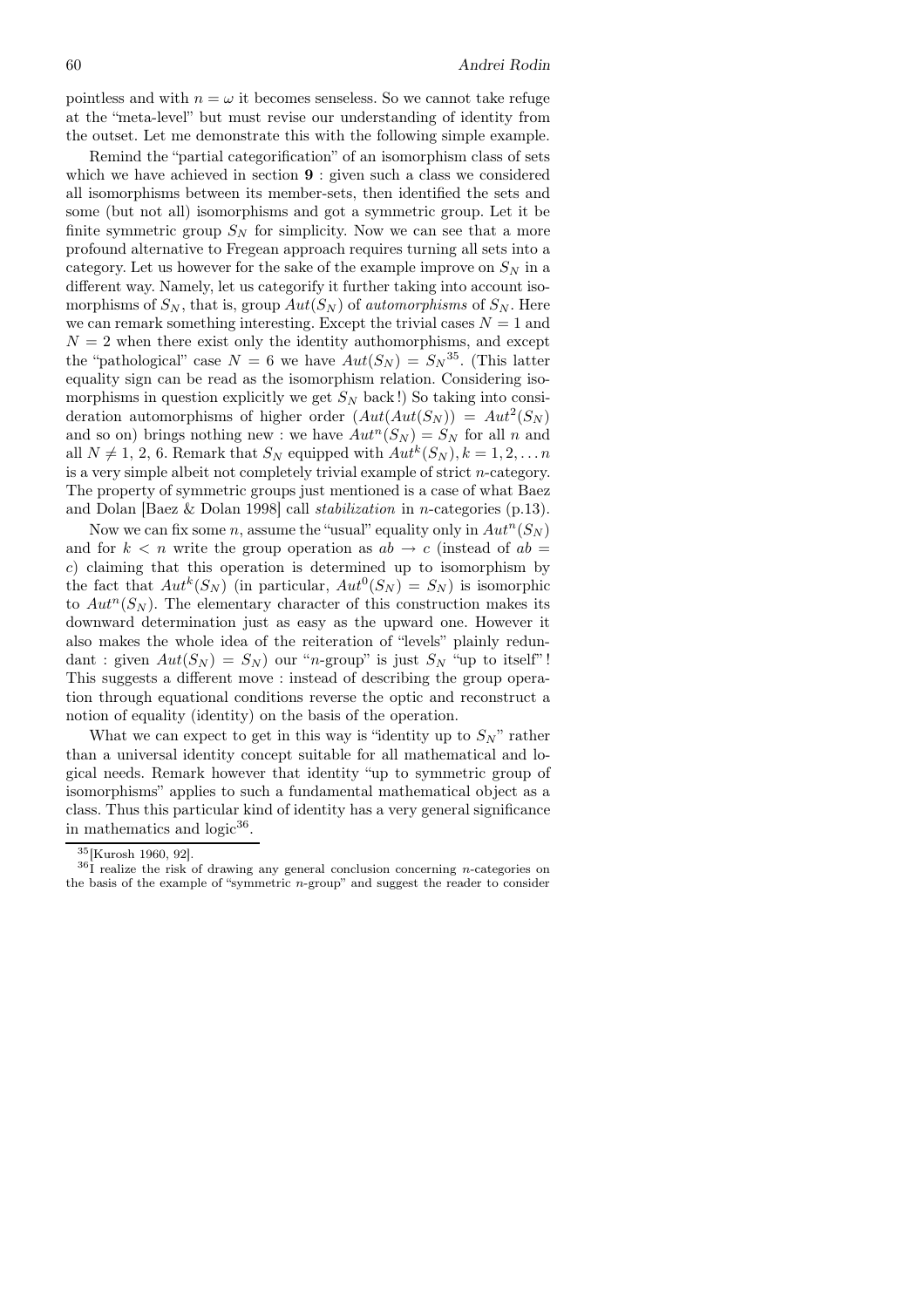pointless and with $n = \omega$ it becomes senseless. So we cannot take refuge at the "meta-level" but must revise our understanding of identity from the outset. Let me demonstrate this with the following simple example.

Remind the "partial categorification" of an isomorphism class of sets which we have achieved in section **9** : given such a class we considered all isomorphisms between its member-sets, then identified the sets and some (but not all) isomorphisms and got a symmetric group. Let it be finite symmetric group $S_N$ for simplicity. Now we can see that a more profound alternative to Fregean approach requires turning all sets into a category. Let us however for the sake of the example improve on $S_N$ in a different way. Namely, let us categorify it further taking into account isomorphisms of $S_N$, that is, group $Aut(S_N)$ of *automorphisms* of $S_N$. Here we can remark something interesting. Except the trivial cases $N = 1$ and $N = 2$ when there exist only the identity authomorphisms, and except the "pathological" case $N = 6$ we have $Aut(S_N) = S_N$[35]. (This latter equality sign can be read as the isomorphism relation. Considering isomorphisms in question explicitly we get $S_N$ back !) So taking into consideration automorphisms of higher order ($Aut(Aut(S_N)) = Aut^2(S_N)$ and so on) brings nothing new : we have $Aut^n(S_N) = S_N$ for all $n$ and all $N \neq 1, 2, 6$. Remark that $S_N$ equipped with $Aut^k(S_N), k = 1, 2, \ldots n$ is a very simple albeit not completely trivial example of strict $n$-category. The property of symmetric groups just mentioned is a case of what Baez and Dolan [Baez & Dolan 1998] call *stabilization* in $n$-categories (p.13).

Now we can fix some $n$, assume the "usual" equality only in $Aut^n(S_N)$ and for $k < n$ write the group operation as $ab \to c$ (instead of $ab = c$) claiming that this operation is determined up to isomorphism by the fact that $Aut^k(S_N)$ (in particular, $Aut^0(S_N) = S_N$) is isomorphic to $Aut^n(S_N)$. The elementary character of this construction makes its downward determination just as easy as the upward one. However it also makes the whole idea of the reiteration of "levels" plainly redundant : given $Aut(S_N) = S_N$) our "$n$-group" is just $S_N$ "up to itself" ! This suggests a different move : instead of describing the group operation through equational conditions reverse the optic and reconstruct a notion of equality (identity) on the basis of the operation.

What we can expect to get in this way is "identity up to $S_N$" rather than a universal identity concept suitable for all mathematical and logical needs. Remark however that identity "up to symmetric group of isomorphisms" applies to such a fundamental mathematical object as a class. Thus this particular kind of identity has a very general significance in mathematics and logic[36].

---

[35] [Kurosh 1960, 92].

[36] I realize the risk of drawing any general conclusion concerning $n$-categories on the basis of the example of "symmetric $n$-group" and suggest the reader to consider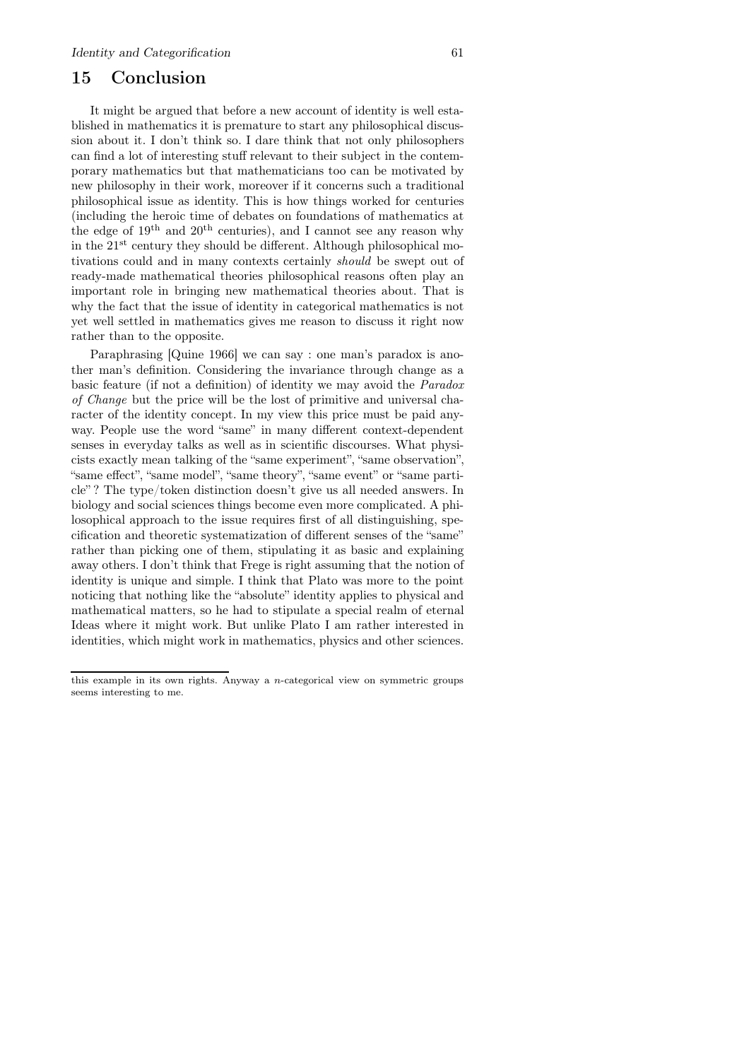## 15 Conclusion

It might be argued that before a new account of identity is well established in mathematics it is premature to start any philosophical discussion about it. I don't think so. I dare think that not only philosophers can find a lot of interesting stuff relevant to their subject in the contemporary mathematics but that mathematicians too can be motivated by new philosophy in their work, moreover if it concerns such a traditional philosophical issue as identity. This is how things worked for centuries (including the heroic time of debates on foundations of mathematics at the edge of 19[th] and 20[th] centuries), and I cannot see any reason why in the 21[st] century they should be different. Although philosophical motivations could and in many contexts certainly *should* be swept out of ready-made mathematical theories philosophical reasons often play an important role in bringing new mathematical theories about. That is why the fact that the issue of identity in categorical mathematics is not yet well settled in mathematics gives me reason to discuss it right now rather than to the opposite.

Paraphrasing [Quine 1966] we can say : one man's paradox is another man's definition. Considering the invariance through change as a basic feature (if not a definition) of identity we may avoid the *Paradox of Change* but the price will be the lost of primitive and universal character of the identity concept. In my view this price must be paid anyway. People use the word "same" in many different context-dependent senses in everyday talks as well as in scientific discourses. What physicists exactly mean talking of the "same experiment", "same observation", "same effect", "same model", "same theory", "same event" or "same particle"? The type/token distinction doesn't give us all needed answers. In biology and social sciences things become even more complicated. A philosophical approach to the issue requires first of all distinguishing, specification and theoretic systematization of different senses of the "same" rather than picking one of them, stipulating it as basic and explaining away others. I don't think that Frege is right assuming that the notion of identity is unique and simple. I think that Plato was more to the point noticing that nothing like the "absolute" identity applies to physical and mathematical matters, so he had to stipulate a special realm of eternal Ideas where it might work. But unlike Plato I am rather interested in identities, which might work in mathematics, physics and other sciences.

---

this example in its own rights. Anyway a $n$-categorical view on symmetric groups seems interesting to me.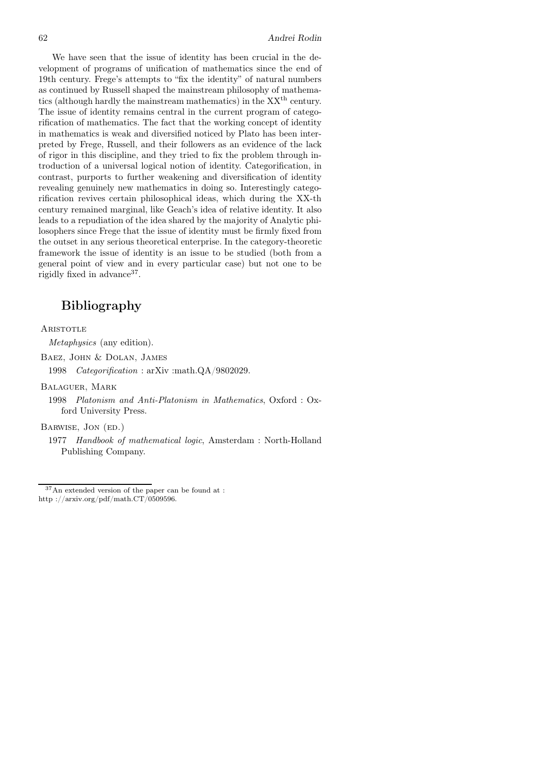We have seen that the issue of identity has been crucial in the development of programs of unification of mathematics since the end of 19th century. Frege's attempts to "fix the identity" of natural numbers as continued by Russell shaped the mainstream philosophy of mathematics (although hardly the mainstream mathematics) in the XX$^{\text{th}}$ century. The issue of identity remains central in the current program of categorification of mathematics. The fact that the working concept of identity in mathematics is weak and diversified noticed by Plato has been interpreted by Frege, Russell, and their followers as an evidence of the lack of rigor in this discipline, and they tried to fix the problem through introduction of a universal logical notion of identity. Categorification, in contrast, purports to further weakening and diversification of identity revealing genuinely new mathematics in doing so. Interestingly categorification revives certain philosophical ideas, which during the XX-th century remained marginal, like Geach's idea of relative identity. It also leads to a repudiation of the idea shared by the majority of Analytic philosophers since Frege that the issue of identity must be firmly fixed from the outset in any serious theoretical enterprise. In the category-theoretic framework the issue of identity is an issue to be studied (both from a general point of view and in every particular case) but not one to be rigidly fixed in advance[37].

## Bibliography

Aristotle

*Metaphysics* (any edition).

Baez, John & Dolan, James

1998 *Categorification* : arXiv :math.QA/9802029.

Balaguer, Mark

1998 *Platonism and Anti-Platonism in Mathematics*, Oxford : Oxford University Press.

Barwise, Jon (ed.)

1977 *Handbook of mathematical logic*, Amsterdam : North-Holland Publishing Company.

---

[37] An extended version of the paper can be found at : http ://arxiv.org/pdf/math.CT/0509596.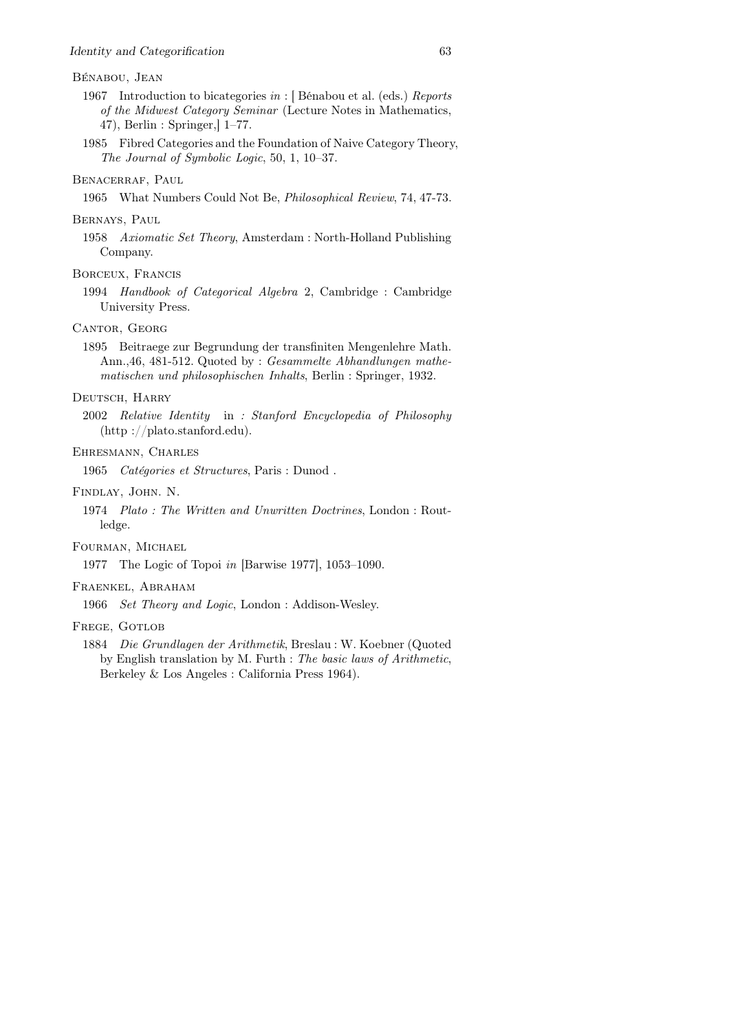Bénabou, Jean

1967 Introduction to bicategories *in* : [ Bénabou et al. (eds.) *Reports of the Midwest Category Seminar* (Lecture Notes in Mathematics, 47), Berlin : Springer,] 1–77.

1985 Fibred Categories and the Foundation of Naive Category Theory, *The Journal of Symbolic Logic*, 50, 1, 10–37.

Benacerraf, Paul

1965 What Numbers Could Not Be, *Philosophical Review*, 74, 47-73.

Bernays, Paul

1958 *Axiomatic Set Theory*, Amsterdam : North-Holland Publishing Company.

Borceux, Francis

1994 *Handbook of Categorical Algebra* 2, Cambridge : Cambridge University Press.

Cantor, Georg

1895 Beitraege zur Begrundung der transfiniten Mengenlehre Math. Ann.,46, 481-512. Quoted by : *Gesammelte Abhandlungen mathematischen und philosophischen Inhalts*, Berlin : Springer, 1932.

Deutsch, Harry

2002 *Relative Identity* in *: Stanford Encyclopedia of Philosophy* (http ://plato.stanford.edu).

Ehresmann, Charles

1965 *Catégories et Structures*, Paris : Dunod .

Findlay, John. N.

1974 *Plato : The Written and Unwritten Doctrines*, London : Routledge.

Fourman, Michael

1977 The Logic of Topoi *in* [Barwise 1977], 1053–1090.

Fraenkel, Abraham

1966 *Set Theory and Logic*, London : Addison-Wesley.

Frege, Gotlob

1884 *Die Grundlagen der Arithmetik*, Breslau : W. Koebner (Quoted by English translation by M. Furth : *The basic laws of Arithmetic*, Berkeley & Los Angeles : California Press 1964).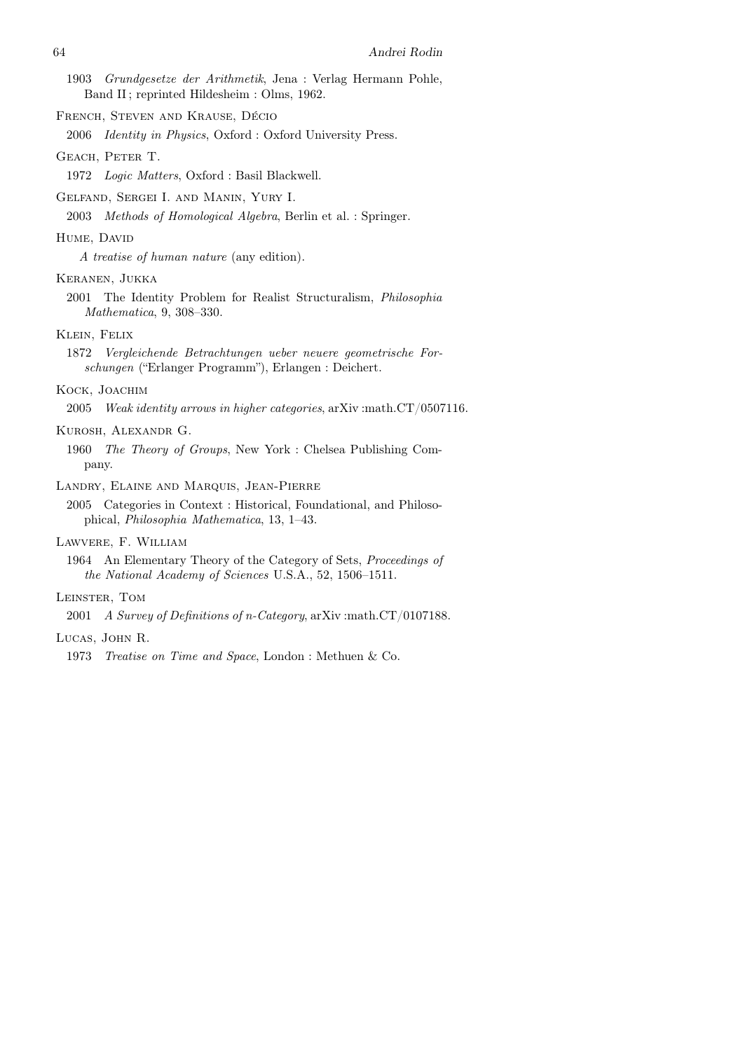1903 *Grundgesetze der Arithmetik*, Jena : Verlag Hermann Pohle, Band II ; reprinted Hildesheim : Olms, 1962.

French, Steven and Krause, Décio

2006 *Identity in Physics*, Oxford : Oxford University Press.

Geach, Peter T.

1972 *Logic Matters*, Oxford : Basil Blackwell.

Gelfand, Sergei I. and Manin, Yury I.

2003 *Methods of Homological Algebra*, Berlin et al. : Springer.

Hume, David

*A treatise of human nature* (any edition).

Keranen, Jukka

2001 The Identity Problem for Realist Structuralism, *Philosophia Mathematica*, 9, 308–330.

Klein, Felix

1872 *Vergleichende Betrachtungen ueber neuere geometrische Forschungen* ("Erlanger Programm"), Erlangen : Deichert.

Kock, Joachim

2005 *Weak identity arrows in higher categories*, arXiv :math.CT/0507116.

Kurosh, Alexandr G.

1960 *The Theory of Groups*, New York : Chelsea Publishing Company.

Landry, Elaine and Marquis, Jean-Pierre

2005 Categories in Context : Historical, Foundational, and Philosophical, *Philosophia Mathematica*, 13, 1–43.

Lawvere, F. William

1964 An Elementary Theory of the Category of Sets, *Proceedings of the National Academy of Sciences* U.S.A., 52, 1506–1511.

Leinster, Tom

2001 *A Survey of Definitions of n-Category*, arXiv :math.CT/0107188.

Lucas, John R.

1973 *Treatise on Time and Space*, London : Methuen & Co.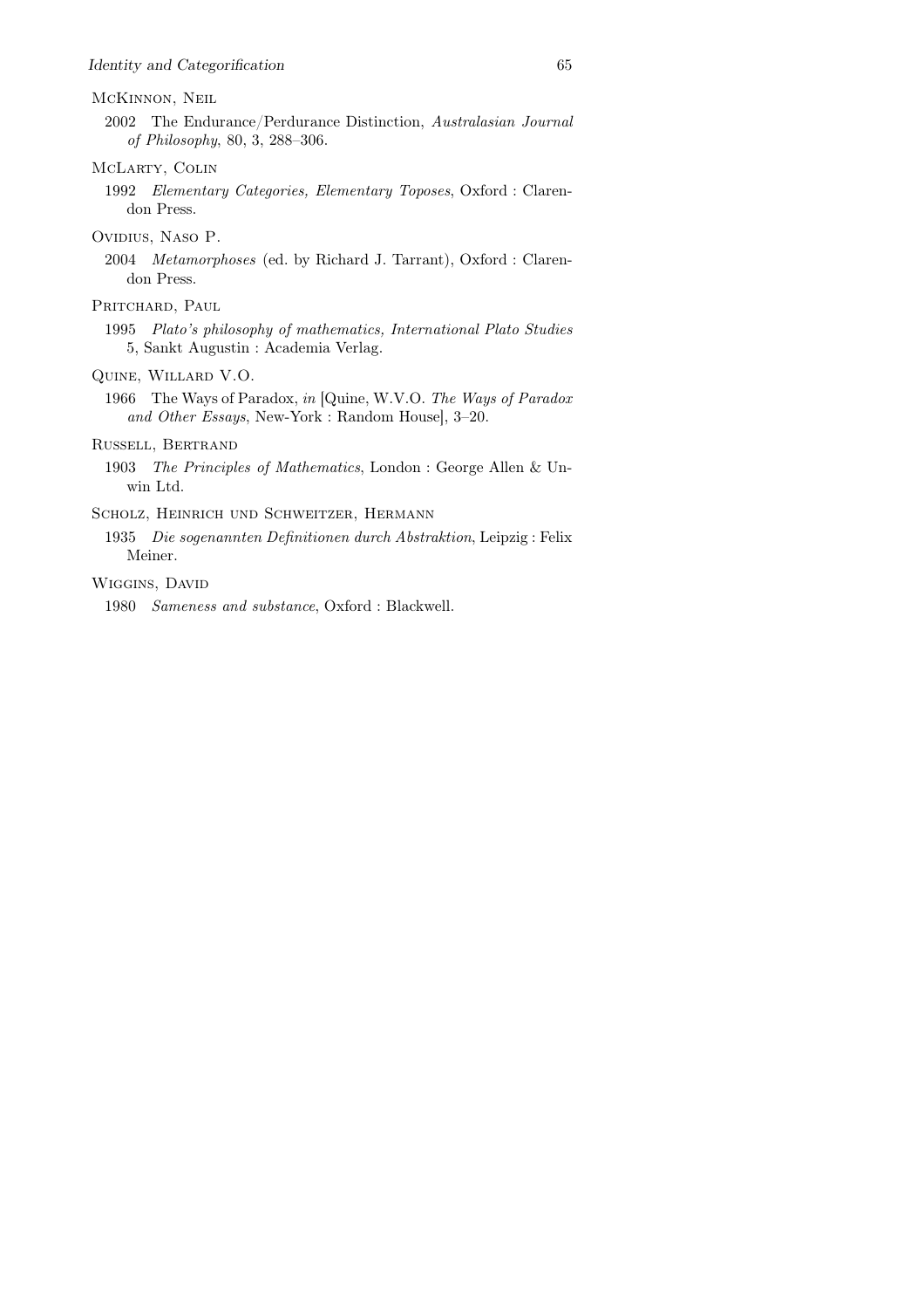McKinnon, Neil

2002 The Endurance/Perdurance Distinction, *Australasian Journal of Philosophy*, 80, 3, 288–306.

McLarty, Colin

1992 *Elementary Categories, Elementary Toposes*, Oxford : Clarendon Press.

Ovidius, Naso P.

2004 *Metamorphoses* (ed. by Richard J. Tarrant), Oxford : Clarendon Press.

Pritchard, Paul

1995 *Plato's philosophy of mathematics, International Plato Studies* 5, Sankt Augustin : Academia Verlag.

Quine, Willard V.O.

1966 The Ways of Paradox, *in* [Quine, W.V.O. *The Ways of Paradox and Other Essays*, New-York : Random House], 3–20.

Russell, Bertrand

1903 *The Principles of Mathematics*, London : George Allen & Unwin Ltd.

Scholz, Heinrich und Schweitzer, Hermann

1935 *Die sogenannten Definitionen durch Abstraktion*, Leipzig : Felix Meiner.

Wiggins, David

1980 *Sameness and substance*, Oxford : Blackwell.